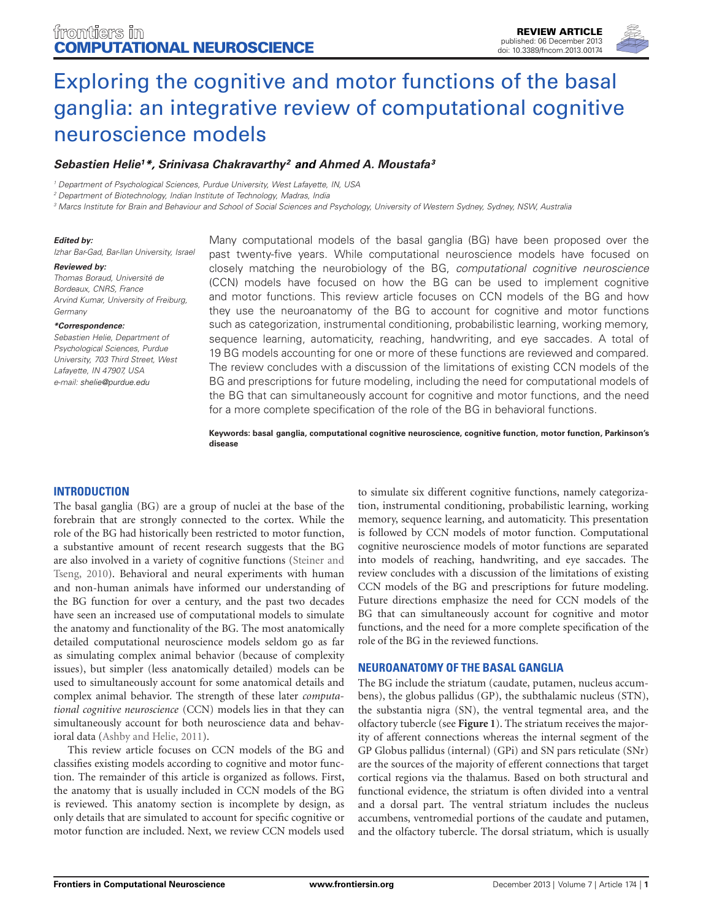REVIEW ARTICLE
published: 06 December 2013
doi: 10.3389/fncom.2013.00174

# Exploring the cognitive and motor functions of the basal ganglia: an integrative review of computational cognitive neuroscience models

**Sebastien Helie[1]*, Srinivasa Chakravarthy[2] and Ahmed A. Moustafa[3]**

[1] Department of Psychological Sciences, Purdue University, West Lafayette, IN, USA
[2] Department of Biotechnology, Indian Institute of Technology, Madras, India
[3] Marcs Institute for Brain and Behaviour and School of Social Sciences and Psychology, University of Western Sydney, Sydney, NSW, Australia

***Edited by:***
Izhar Bar-Gad, Bar-Ilan University, Israel

***Reviewed by:***
Thomas Boraud, Université de Bordeaux, CNRS, France
Arvind Kumar, University of Freiburg, Germany

***\*Correspondence:***
Sebastien Helie, Department of Psychological Sciences, Purdue University, 703 Third Street, West Lafayette, IN 47907, USA
e-mail: shelie@purdue.edu

Many computational models of the basal ganglia (BG) have been proposed over the past twenty-five years. While computational neuroscience models have focused on closely matching the neurobiology of the BG, *computational cognitive neuroscience* (CCN) models have focused on how the BG can be used to implement cognitive and motor functions. This review article focuses on CCN models of the BG and how they use the neuroanatomy of the BG to account for cognitive and motor functions such as categorization, instrumental conditioning, probabilistic learning, working memory, sequence learning, automaticity, reaching, handwriting, and eye saccades. A total of 19 BG models accounting for one or more of these functions are reviewed and compared. The review concludes with a discussion of the limitations of existing CCN models of the BG and prescriptions for future modeling, including the need for computational models of the BG that can simultaneously account for cognitive and motor functions, and the need for a more complete specification of the role of the BG in behavioral functions.

**Keywords: basal ganglia, computational cognitive neuroscience, cognitive function, motor function, Parkinson's disease**

## INTRODUCTION

The basal ganglia (BG) are a group of nuclei at the base of the forebrain that are strongly connected to the cortex. While the role of the BG had historically been restricted to motor function, a substantive amount of recent research suggests that the BG are also involved in a variety of cognitive functions (Steiner and Tseng, 2010). Behavioral and neural experiments with human and non-human animals have informed our understanding of the BG function for over a century, and the past two decades have seen an increased use of computational models to simulate the anatomy and functionality of the BG. The most anatomically detailed computational neuroscience models seldom go as far as simulating complex animal behavior (because of complexity issues), but simpler (less anatomically detailed) models can be used to simultaneously account for some anatomical details and complex animal behavior. The strength of these later *computational cognitive neuroscience* (CCN) models lies in that they can simultaneously account for both neuroscience data and behavioral data (Ashby and Helie, 2011).

This review article focuses on CCN models of the BG and classifies existing models according to cognitive and motor function. The remainder of this article is organized as follows. First, the anatomy that is usually included in CCN models of the BG is reviewed. This anatomy section is incomplete by design, as only details that are simulated to account for specific cognitive or motor function are included. Next, we review CCN models used to simulate six different cognitive functions, namely categorization, instrumental conditioning, probabilistic learning, working memory, sequence learning, and automaticity. This presentation is followed by CCN models of motor function. Computational cognitive neuroscience models of motor functions are separated into models of reaching, handwriting, and eye saccades. The review concludes with a discussion of the limitations of existing CCN models of the BG and prescriptions for future modeling. Future directions emphasize the need for CCN models of the BG that can simultaneously account for cognitive and motor functions, and the need for a more complete specification of the role of the BG in the reviewed functions.

## NEUROANATOMY OF THE BASAL GANGLIA

The BG include the striatum (caudate, putamen, nucleus accumbens), the globus pallidus (GP), the subthalamic nucleus (STN), the substantia nigra (SN), the ventral tegmental area, and the olfactory tubercle (see **Figure 1**). The striatum receives the majority of afferent connections whereas the internal segment of the GP Globus pallidus (internal) (GPi) and SN pars reticulate (SNr) are the sources of the majority of efferent connections that target cortical regions via the thalamus. Based on both structural and functional evidence, the striatum is often divided into a ventral and a dorsal part. The ventral striatum includes the nucleus accumbens, ventromedial portions of the caudate and putamen, and the olfactory tubercle. The dorsal striatum, which is usually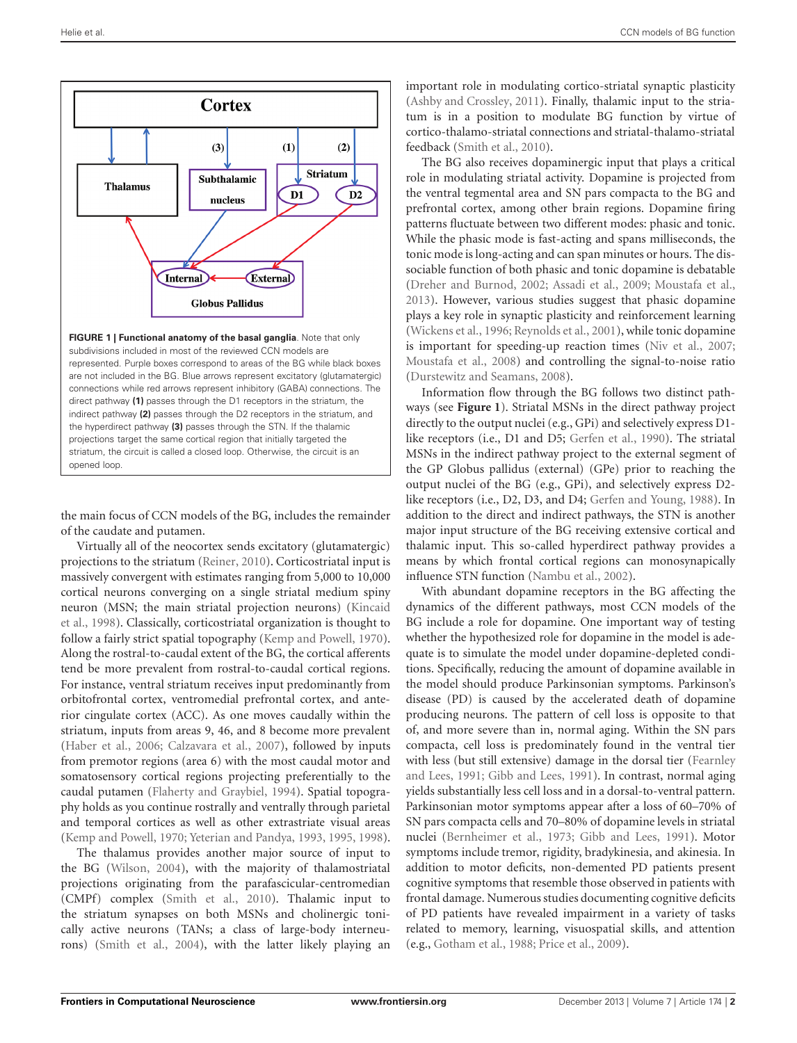**FIGURE 1 | Functional anatomy of the basal ganglia**. Note that only subdivisions included in most of the reviewed CCN models are represented. Purple boxes correspond to areas of the BG while black boxes are not included in the BG. Blue arrows represent excitatory (glutamatergic) connections while red arrows represent inhibitory (GABA) connections. The direct pathway **(1)** passes through the D1 receptors in the striatum, the indirect pathway **(2)** passes through the D2 receptors in the striatum, and the hyperdirect pathway **(3)** passes through the STN. If the thalamic projections target the same cortical region that initially targeted the striatum, the circuit is called a closed loop. Otherwise, the circuit is an opened loop.

the main focus of CCN models of the BG, includes the remainder of the caudate and putamen.

Virtually all of the neocortex sends excitatory (glutamatergic) projections to the striatum (Reiner, 2010). Corticostriatal input is massively convergent with estimates ranging from 5,000 to 10,000 cortical neurons converging on a single striatal medium spiny neuron (MSN; the main striatal projection neurons) (Kincaid et al., 1998). Classically, corticostriatal organization is thought to follow a fairly strict spatial topography (Kemp and Powell, 1970). Along the rostral-to-caudal extent of the BG, the cortical afferents tend be more prevalent from rostral-to-caudal cortical regions. For instance, ventral striatum receives input predominantly from orbitofrontal cortex, ventromedial prefrontal cortex, and anterior cingulate cortex (ACC). As one moves caudally within the striatum, inputs from areas 9, 46, and 8 become more prevalent (Haber et al., 2006; Calzavara et al., 2007), followed by inputs from premotor regions (area 6) with the most caudal motor and somatosensory cortical regions projecting preferentially to the caudal putamen (Flaherty and Graybiel, 1994). Spatial topography holds as you continue rostrally and ventrally through parietal and temporal cortices as well as other extrastriate visual areas (Kemp and Powell, 1970; Yeterian and Pandya, 1993, 1995, 1998).

The thalamus provides another major source of input to the BG (Wilson, 2004), with the majority of thalamostriatal projections originating from the parafascicular-centromedian (CMPf) complex (Smith et al., 2010). Thalamic input to the striatum synapses on both MSNs and cholinergic tonically active neurons (TANs; a class of large-body interneurons) (Smith et al., 2004), with the latter likely playing an important role in modulating cortico-striatal synaptic plasticity (Ashby and Crossley, 2011). Finally, thalamic input to the striatum is in a position to modulate BG function by virtue of cortico-thalamo-striatal connections and striatal-thalamo-striatal feedback (Smith et al., 2010).

The BG also receives dopaminergic input that plays a critical role in modulating striatal activity. Dopamine is projected from the ventral tegmental area and SN pars compacta to the BG and prefrontal cortex, among other brain regions. Dopamine firing patterns fluctuate between two different modes: phasic and tonic. While the phasic mode is fast-acting and spans milliseconds, the tonic mode is long-acting and can span minutes or hours. The dissociable function of both phasic and tonic dopamine is debatable (Dreher and Burnod, 2002; Assadi et al., 2009; Moustafa et al., 2013). However, various studies suggest that phasic dopamine plays a key role in synaptic plasticity and reinforcement learning (Wickens et al., 1996; Reynolds et al., 2001), while tonic dopamine is important for speeding-up reaction times (Niv et al., 2007; Moustafa et al., 2008) and controlling the signal-to-noise ratio (Durstewitz and Seamans, 2008).

Information flow through the BG follows two distinct pathways (see **Figure 1**). Striatal MSNs in the direct pathway project directly to the output nuclei (e.g., GPi) and selectively express D1-like receptors (i.e., D1 and D5; Gerfen et al., 1990). The striatal MSNs in the indirect pathway project to the external segment of the GP Globus pallidus (external) (GPe) prior to reaching the output nuclei of the BG (e.g., GPi), and selectively express D2-like receptors (i.e., D2, D3, and D4; Gerfen and Young, 1988). In addition to the direct and indirect pathways, the STN is another major input structure of the BG receiving extensive cortical and thalamic input. This so-called hyperdirect pathway provides a means by which frontal cortical regions can monosynapically influence STN function (Nambu et al., 2002).

With abundant dopamine receptors in the BG affecting the dynamics of the different pathways, most CCN models of the BG include a role for dopamine. One important way of testing whether the hypothesized role for dopamine in the model is adequate is to simulate the model under dopamine-depleted conditions. Specifically, reducing the amount of dopamine available in the model should produce Parkinsonian symptoms. Parkinson's disease (PD) is caused by the accelerated death of dopamine producing neurons. The pattern of cell loss is opposite to that of, and more severe than in, normal aging. Within the SN pars compacta, cell loss is predominately found in the ventral tier with less (but still extensive) damage in the dorsal tier (Fearnley and Lees, 1991; Gibb and Lees, 1991). In contrast, normal aging yields substantially less cell loss and in a dorsal-to-ventral pattern. Parkinsonian motor symptoms appear after a loss of 60–70% of SN pars compacta cells and 70–80% of dopamine levels in striatal nuclei (Bernheimer et al., 1973; Gibb and Lees, 1991). Motor symptoms include tremor, rigidity, bradykinesia, and akinesia. In addition to motor deficits, non-demented PD patients present cognitive symptoms that resemble those observed in patients with frontal damage. Numerous studies documenting cognitive deficits of PD patients have revealed impairment in a variety of tasks related to memory, learning, visuospatial skills, and attention (e.g., Gotham et al., 1988; Price et al., 2009).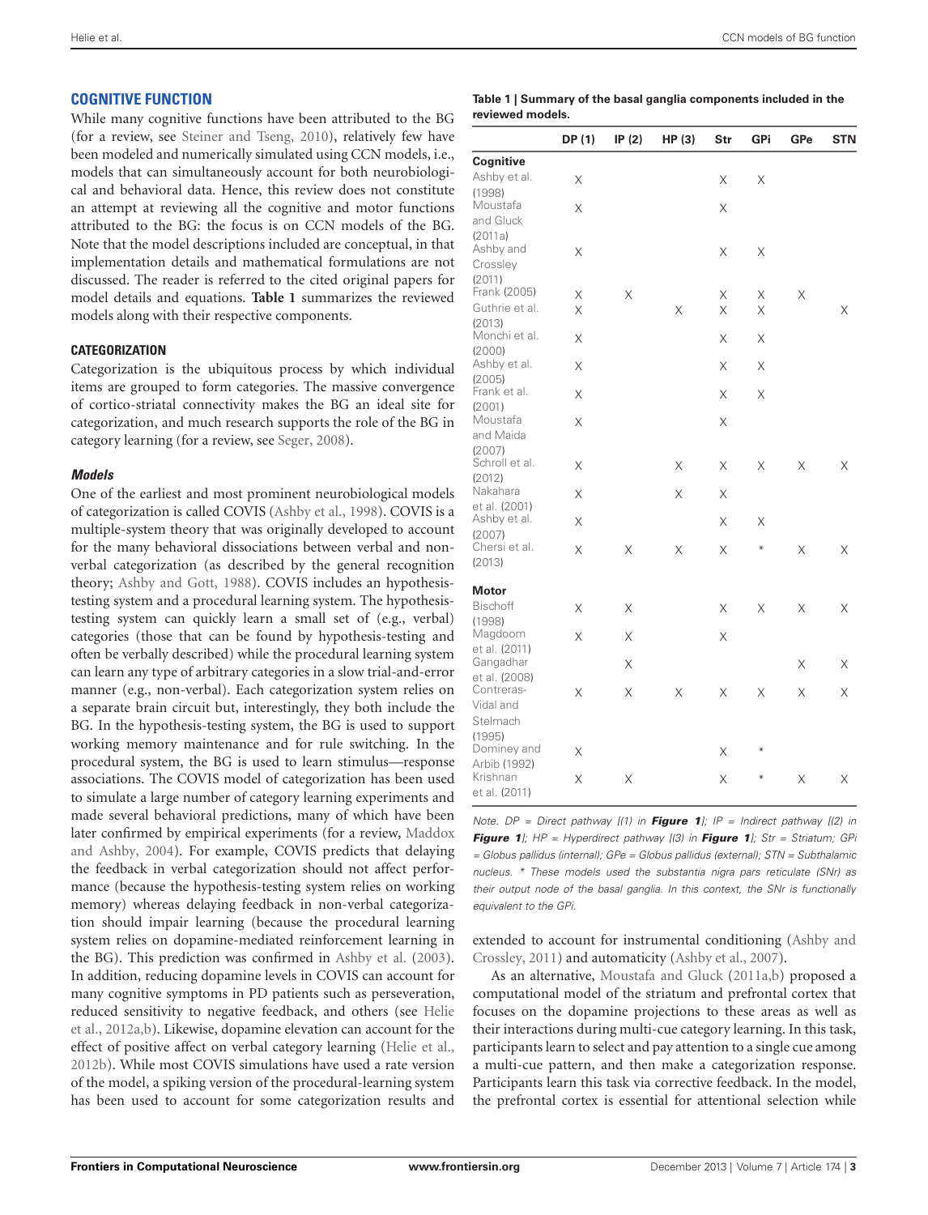## COGNITIVE FUNCTION

While many cognitive functions have been attributed to the BG (for a review, see Steiner and Tseng, 2010), relatively few have been modeled and numerically simulated using CCN models, i.e., models that can simultaneously account for both neurobiological and behavioral data. Hence, this review does not constitute an attempt at reviewing all the cognitive and motor functions attributed to the BG: the focus is on CCN models of the BG. Note that the model descriptions included are conceptual, in that implementation details and mathematical formulations are not discussed. The reader is referred to the cited original papers for model details and equations. **Table 1** summarizes the reviewed models along with their respective components.

### CATEGORIZATION

Categorization is the ubiquitous process by which individual items are grouped to form categories. The massive convergence of cortico-striatal connectivity makes the BG an ideal site for categorization, and much research supports the role of the BG in category learning (for a review, see Seger, 2008).

#### *Models*

One of the earliest and most prominent neurobiological models of categorization is called COVIS (Ashby et al., 1998). COVIS is a multiple-system theory that was originally developed to account for the many behavioral dissociations between verbal and nonverbal categorization (as described by the general recognition theory; Ashby and Gott, 1988). COVIS includes an hypothesis-testing system and a procedural learning system. The hypothesis-testing system can quickly learn a small set of (e.g., verbal) categories (those that can be found by hypothesis-testing and often be verbally described) while the procedural learning system can learn any type of arbitrary categories in a slow trial-and-error manner (e.g., non-verbal). Each categorization system relies on a separate brain circuit but, interestingly, they both include the BG. In the hypothesis-testing system, the BG is used to support working memory maintenance and for rule switching. In the procedural system, the BG is used to learn stimulus—response associations. The COVIS model of categorization has been used to simulate a large number of category learning experiments and made several behavioral predictions, many of which have been later confirmed by empirical experiments (for a review, Maddox and Ashby, 2004). For example, COVIS predicts that delaying the feedback in verbal categorization should not affect performance (because the hypothesis-testing system relies on working memory) whereas delaying feedback in non-verbal categorization should impair learning (because the procedural learning system relies on dopamine-mediated reinforcement learning in the BG). This prediction was confirmed in Ashby et al. (2003). In addition, reducing dopamine levels in COVIS can account for many cognitive symptoms in PD patients such as perseveration, reduced sensitivity to negative feedback, and others (see Helie et al., 2012a,b). Likewise, dopamine elevation can account for the effect of positive affect on verbal category learning (Helie et al., 2012b). While most COVIS simulations have used a rate version of the model, a spiking version of the procedural-learning system has been used to account for some categorization results and extended to account for instrumental conditioning (Ashby and Crossley, 2011) and automaticity (Ashby et al., 2007).

**Table 1 | Summary of the basal ganglia components included in the reviewed models.**

| | DP (1) | IP (2) | HP (3) | Str | GPi | GPe | STN |
|---|---|---|---|---|---|---|---|
| **Cognitive** | | | | | | | |
| Ashby et al. (1998) | X | | | X | X | | |
| Moustafa and Gluck (2011a) | X | | | X | | | |
| Ashby and Crossley (2011) | X | | | X | X | | |
| Frank (2005) | X | X | | X | X | X | |
| Guthrie et al. (2013) | X | | X | X | X | | X |
| Monchi et al. (2000) | X | | | X | X | | |
| Ashby et al. (2005) | X | | | X | X | | |
| Frank et al. (2001) | X | | | X | X | | |
| Moustafa and Maida (2007) | X | | | X | | | |
| Schroll et al. (2012) | X | | X | X | X | X | X |
| Nakahara et al. (2001) | X | | X | X | | | |
| Ashby et al. (2007) | X | | | X | X | | |
| Chersi et al. (2013) | X | X | X | X | * | X | X |
| **Motor** | | | | | | | |
| Bischoff (1998) | X | X | | X | X | X | X |
| Magdoom et al. (2011) | X | X | | X | | | |
| Gangadhar et al. (2008) | | X | | | | X | X |
| Contreras-Vidal and Stelmach (1995) | X | X | X | X | X | X | X |
| Dominey and Arbib (1992) | X | | | X | * | | |
| Krishnan et al. (2011) | X | X | | X | * | X | X |

*Note. DP = Direct pathway [(1) in* ***Figure 1****]; IP = Indirect pathway [(2) in* ***Figure 1****]; HP = Hyperdirect pathway [(3) in* ***Figure 1****]; Str = Striatum; GPi = Globus pallidus (internal); GPe = Globus pallidus (external); STN = Subthalamic nucleus. * These models used the substantia nigra pars reticulate (SNr) as their output node of the basal ganglia. In this context, the SNr is functionally equivalent to the GPi.*

As an alternative, Moustafa and Gluck (2011a,b) proposed a computational model of the striatum and prefrontal cortex that focuses on the dopamine projections to these areas as well as their interactions during multi-cue category learning. In this task, participants learn to select and pay attention to a single cue among a multi-cue pattern, and then make a categorization response. Participants learn this task via corrective feedback. In the model, the prefrontal cortex is essential for attentional selection while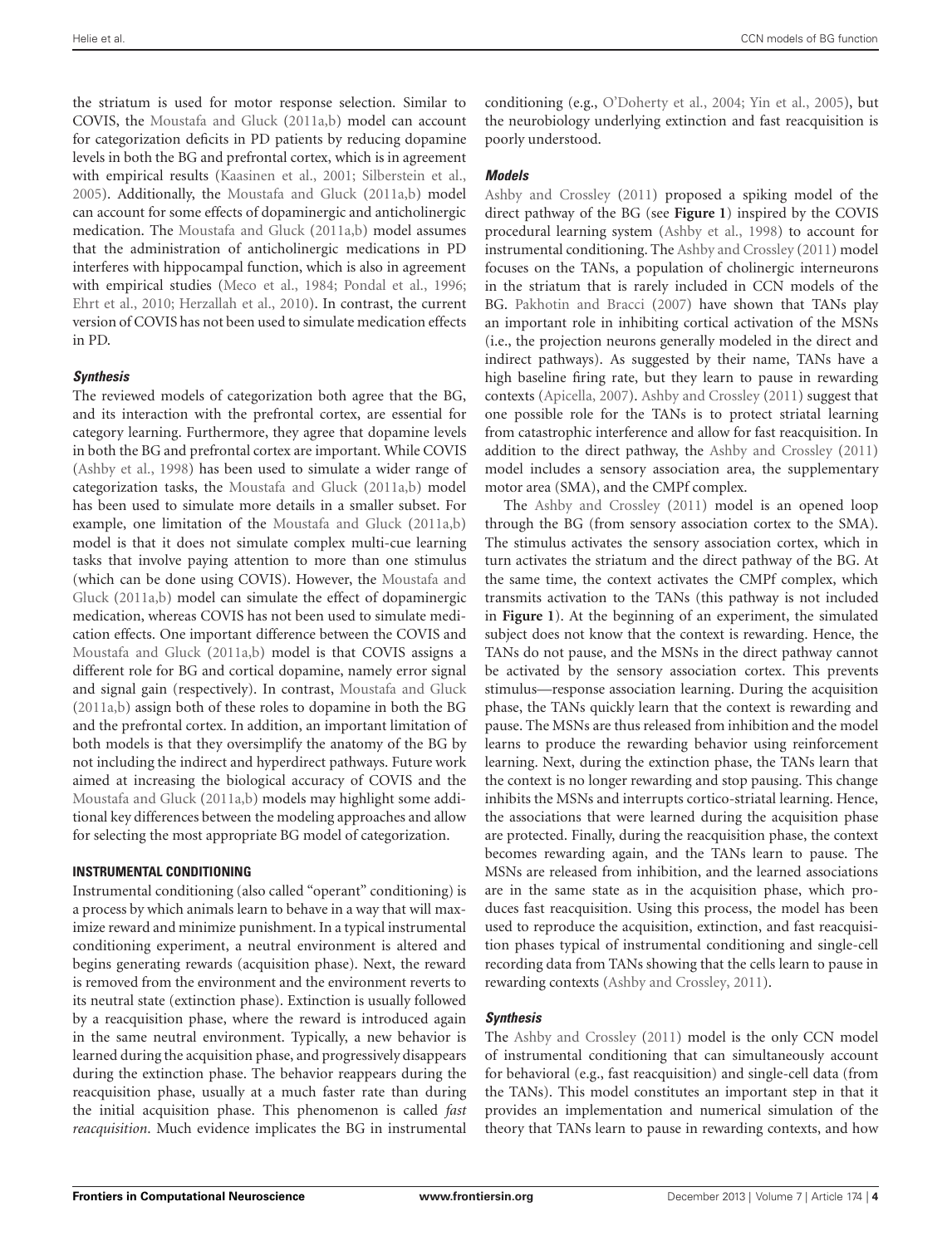the striatum is used for motor response selection. Similar to COVIS, the Moustafa and Gluck (2011a,b) model can account for categorization deficits in PD patients by reducing dopamine levels in both the BG and prefrontal cortex, which is in agreement with empirical results (Kaasinen et al., 2001; Silberstein et al., 2005). Additionally, the Moustafa and Gluck (2011a,b) model can account for some effects of dopaminergic and anticholinergic medication. The Moustafa and Gluck (2011a,b) model assumes that the administration of anticholinergic medications in PD interferes with hippocampal function, which is also in agreement with empirical studies (Meco et al., 1984; Pondal et al., 1996; Ehrt et al., 2010; Herzallah et al., 2010). In contrast, the current version of COVIS has not been used to simulate medication effects in PD.

#### *Synthesis*

The reviewed models of categorization both agree that the BG, and its interaction with the prefrontal cortex, are essential for category learning. Furthermore, they agree that dopamine levels in both the BG and prefrontal cortex are important. While COVIS (Ashby et al., 1998) has been used to simulate a wider range of categorization tasks, the Moustafa and Gluck (2011a,b) model has been used to simulate more details in a smaller subset. For example, one limitation of the Moustafa and Gluck (2011a,b) model is that it does not simulate complex multi-cue learning tasks that involve paying attention to more than one stimulus (which can be done using COVIS). However, the Moustafa and Gluck (2011a,b) model can simulate the effect of dopaminergic medication, whereas COVIS has not been used to simulate medication effects. One important difference between the COVIS and Moustafa and Gluck (2011a,b) model is that COVIS assigns a different role for BG and cortical dopamine, namely error signal and signal gain (respectively). In contrast, Moustafa and Gluck (2011a,b) assign both of these roles to dopamine in both the BG and the prefrontal cortex. In addition, an important limitation of both models is that they oversimplify the anatomy of the BG by not including the indirect and hyperdirect pathways. Future work aimed at increasing the biological accuracy of COVIS and the Moustafa and Gluck (2011a,b) models may highlight some additional key differences between the modeling approaches and allow for selecting the most appropriate BG model of categorization.

### INSTRUMENTAL CONDITIONING

Instrumental conditioning (also called "operant" conditioning) is a process by which animals learn to behave in a way that will maximize reward and minimize punishment. In a typical instrumental conditioning experiment, a neutral environment is altered and begins generating rewards (acquisition phase). Next, the reward is removed from the environment and the environment reverts to its neutral state (extinction phase). Extinction is usually followed by a reacquisition phase, where the reward is introduced again in the same neutral environment. Typically, a new behavior is learned during the acquisition phase, and progressively disappears during the extinction phase. The behavior reappears during the reacquisition phase, usually at a much faster rate than during the initial acquisition phase. This phenomenon is called *fast reacquisition*. Much evidence implicates the BG in instrumental conditioning (e.g., O'Doherty et al., 2004; Yin et al., 2005), but the neurobiology underlying extinction and fast reacquisition is poorly understood.

#### *Models*

Ashby and Crossley (2011) proposed a spiking model of the direct pathway of the BG (see **Figure 1**) inspired by the COVIS procedural learning system (Ashby et al., 1998) to account for instrumental conditioning. The Ashby and Crossley (2011) model focuses on the TANs, a population of cholinergic interneurons in the striatum that is rarely included in CCN models of the BG. Pakhotin and Bracci (2007) have shown that TANs play an important role in inhibiting cortical activation of the MSNs (i.e., the projection neurons generally modeled in the direct and indirect pathways). As suggested by their name, TANs have a high baseline firing rate, but they learn to pause in rewarding contexts (Apicella, 2007). Ashby and Crossley (2011) suggest that one possible role for the TANs is to protect striatal learning from catastrophic interference and allow for fast reacquisition. In addition to the direct pathway, the Ashby and Crossley (2011) model includes a sensory association area, the supplementary motor area (SMA), and the CMPf complex.

The Ashby and Crossley (2011) model is an opened loop through the BG (from sensory association cortex to the SMA). The stimulus activates the sensory association cortex, which in turn activates the striatum and the direct pathway of the BG. At the same time, the context activates the CMPf complex, which transmits activation to the TANs (this pathway is not included in **Figure 1**). At the beginning of an experiment, the simulated subject does not know that the context is rewarding. Hence, the TANs do not pause, and the MSNs in the direct pathway cannot be activated by the sensory association cortex. This prevents stimulus—response association learning. During the acquisition phase, the TANs quickly learn that the context is rewarding and pause. The MSNs are thus released from inhibition and the model learns to produce the rewarding behavior using reinforcement learning. Next, during the extinction phase, the TANs learn that the context is no longer rewarding and stop pausing. This change inhibits the MSNs and interrupts cortico-striatal learning. Hence, the associations that were learned during the acquisition phase are protected. Finally, during the reacquisition phase, the context becomes rewarding again, and the TANs learn to pause. The MSNs are released from inhibition, and the learned associations are in the same state as in the acquisition phase, which produces fast reacquisition. Using this process, the model has been used to reproduce the acquisition, extinction, and fast reacquisition phases typical of instrumental conditioning and single-cell recording data from TANs showing that the cells learn to pause in rewarding contexts (Ashby and Crossley, 2011).

#### *Synthesis*

The Ashby and Crossley (2011) model is the only CCN model of instrumental conditioning that can simultaneously account for behavioral (e.g., fast reacquisition) and single-cell data (from the TANs). This model constitutes an important step in that it provides an implementation and numerical simulation of the theory that TANs learn to pause in rewarding contexts, and how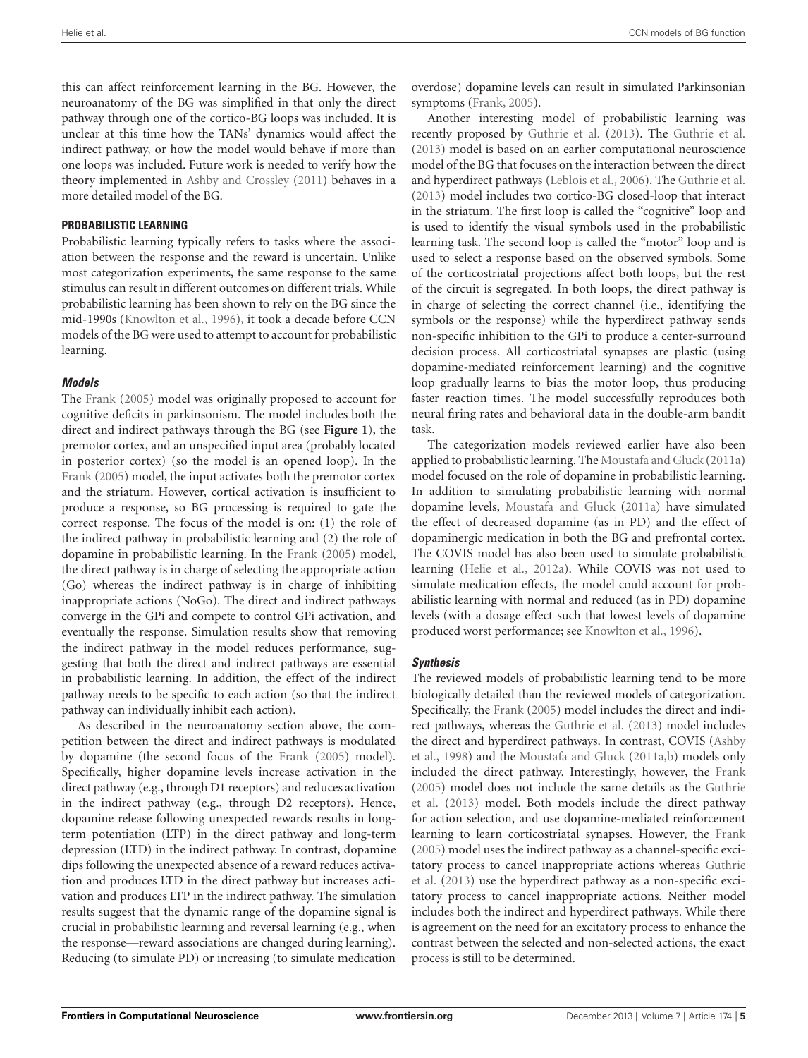this can affect reinforcement learning in the BG. However, the neuroanatomy of the BG was simplified in that only the direct pathway through one of the cortico-BG loops was included. It is unclear at this time how the TANs' dynamics would affect the indirect pathway, or how the model would behave if more than one loops was included. Future work is needed to verify how the theory implemented in Ashby and Crossley (2011) behaves in a more detailed model of the BG.

### PROBABILISTIC LEARNING

Probabilistic learning typically refers to tasks where the association between the response and the reward is uncertain. Unlike most categorization experiments, the same response to the same stimulus can result in different outcomes on different trials. While probabilistic learning has been shown to rely on the BG since the mid-1990s (Knowlton et al., 1996), it took a decade before CCN models of the BG were used to attempt to account for probabilistic learning.

#### *Models*

The Frank (2005) model was originally proposed to account for cognitive deficits in parkinsonism. The model includes both the direct and indirect pathways through the BG (see **Figure 1**), the premotor cortex, and an unspecified input area (probably located in posterior cortex) (so the model is an opened loop). In the Frank (2005) model, the input activates both the premotor cortex and the striatum. However, cortical activation is insufficient to produce a response, so BG processing is required to gate the correct response. The focus of the model is on: (1) the role of the indirect pathway in probabilistic learning and (2) the role of dopamine in probabilistic learning. In the Frank (2005) model, the direct pathway is in charge of selecting the appropriate action (Go) whereas the indirect pathway is in charge of inhibiting inappropriate actions (NoGo). The direct and indirect pathways converge in the GPi and compete to control GPi activation, and eventually the response. Simulation results show that removing the indirect pathway in the model reduces performance, suggesting that both the direct and indirect pathways are essential in probabilistic learning. In addition, the effect of the indirect pathway needs to be specific to each action (so that the indirect pathway can individually inhibit each action).

As described in the neuroanatomy section above, the competition between the direct and indirect pathways is modulated by dopamine (the second focus of the Frank (2005) model). Specifically, higher dopamine levels increase activation in the direct pathway (e.g., through D1 receptors) and reduces activation in the indirect pathway (e.g., through D2 receptors). Hence, dopamine release following unexpected rewards results in long-term potentiation (LTP) in the direct pathway and long-term depression (LTD) in the indirect pathway. In contrast, dopamine dips following the unexpected absence of a reward reduces activation and produces LTD in the direct pathway but increases activation and produces LTP in the indirect pathway. The simulation results suggest that the dynamic range of the dopamine signal is crucial in probabilistic learning and reversal learning (e.g., when the response—reward associations are changed during learning). Reducing (to simulate PD) or increasing (to simulate medication overdose) dopamine levels can result in simulated Parkinsonian symptoms (Frank, 2005).

Another interesting model of probabilistic learning was recently proposed by Guthrie et al. (2013). The Guthrie et al. (2013) model is based on an earlier computational neuroscience model of the BG that focuses on the interaction between the direct and hyperdirect pathways (Leblois et al., 2006). The Guthrie et al. (2013) model includes two cortico-BG closed-loop that interact in the striatum. The first loop is called the "cognitive" loop and is used to identify the visual symbols used in the probabilistic learning task. The second loop is called the "motor" loop and is used to select a response based on the observed symbols. Some of the corticostriatal projections affect both loops, but the rest of the circuit is segregated. In both loops, the direct pathway is in charge of selecting the correct channel (i.e., identifying the symbols or the response) while the hyperdirect pathway sends non-specific inhibition to the GPi to produce a center-surround decision process. All corticostriatal synapses are plastic (using dopamine-mediated reinforcement learning) and the cognitive loop gradually learns to bias the motor loop, thus producing faster reaction times. The model successfully reproduces both neural firing rates and behavioral data in the double-arm bandit task.

The categorization models reviewed earlier have also been applied to probabilistic learning. The Moustafa and Gluck (2011a) model focused on the role of dopamine in probabilistic learning. In addition to simulating probabilistic learning with normal dopamine levels, Moustafa and Gluck (2011a) have simulated the effect of decreased dopamine (as in PD) and the effect of dopaminergic medication in both the BG and prefrontal cortex. The COVIS model has also been used to simulate probabilistic learning (Helie et al., 2012a). While COVIS was not used to simulate medication effects, the model could account for probabilistic learning with normal and reduced (as in PD) dopamine levels (with a dosage effect such that lowest levels of dopamine produced worst performance; see Knowlton et al., 1996).

#### *Synthesis*

The reviewed models of probabilistic learning tend to be more biologically detailed than the reviewed models of categorization. Specifically, the Frank (2005) model includes the direct and indirect pathways, whereas the Guthrie et al. (2013) model includes the direct and hyperdirect pathways. In contrast, COVIS (Ashby et al., 1998) and the Moustafa and Gluck (2011a,b) models only included the direct pathway. Interestingly, however, the Frank (2005) model does not include the same details as the Guthrie et al. (2013) model. Both models include the direct pathway for action selection, and use dopamine-mediated reinforcement learning to learn corticostriatal synapses. However, the Frank (2005) model uses the indirect pathway as a channel-specific excitatory process to cancel inappropriate actions whereas Guthrie et al. (2013) use the hyperdirect pathway as a non-specific excitatory process to cancel inappropriate actions. Neither model includes both the indirect and hyperdirect pathways. While there is agreement on the need for an excitatory process to enhance the contrast between the selected and non-selected actions, the exact process is still to be determined.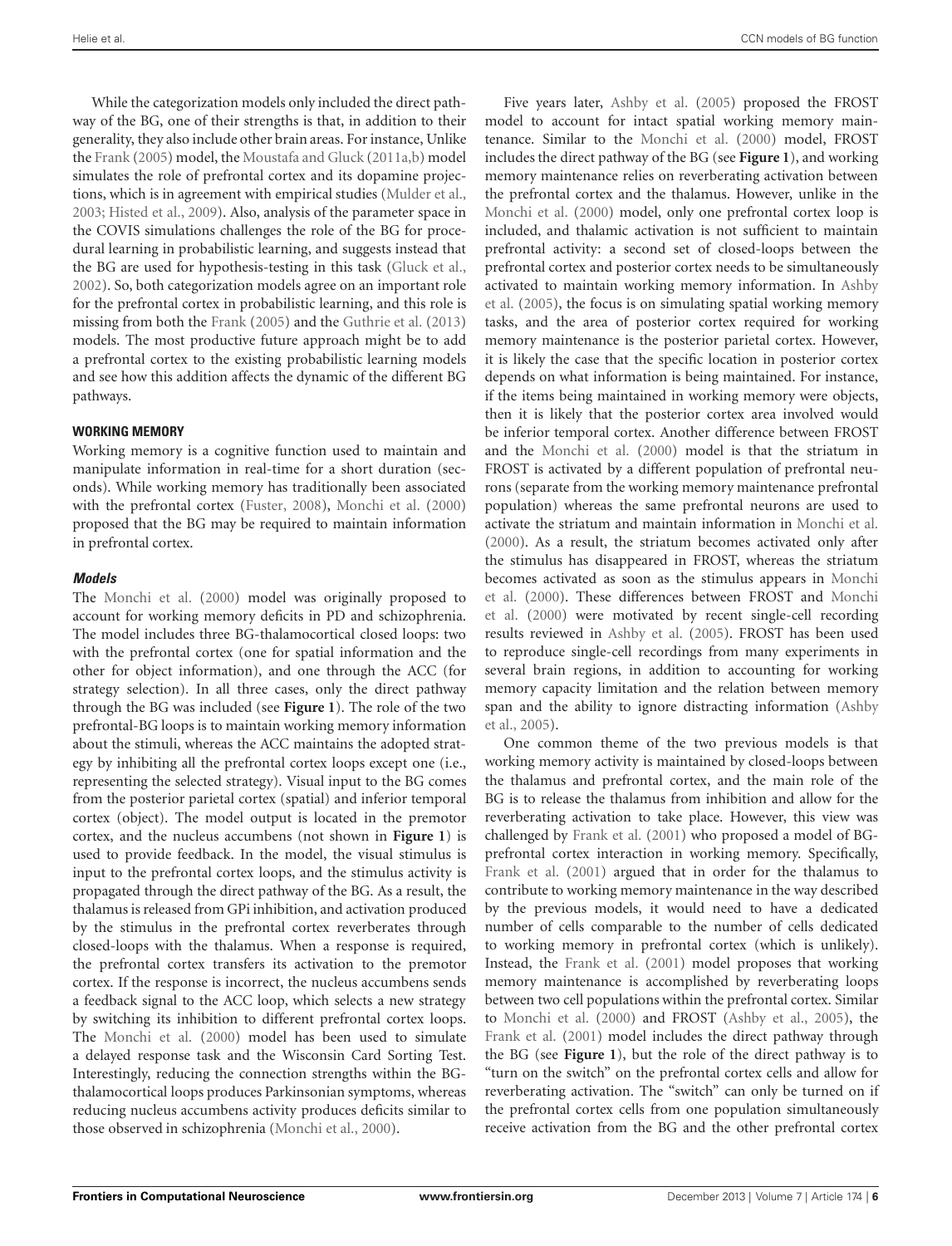While the categorization models only included the direct pathway of the BG, one of their strengths is that, in addition to their generality, they also include other brain areas. For instance, Unlike the Frank (2005) model, the Moustafa and Gluck (2011a,b) model simulates the role of prefrontal cortex and its dopamine projections, which is in agreement with empirical studies (Mulder et al., 2003; Histed et al., 2009). Also, analysis of the parameter space in the COVIS simulations challenges the role of the BG for procedural learning in probabilistic learning, and suggests instead that the BG are used for hypothesis-testing in this task (Gluck et al., 2002). So, both categorization models agree on an important role for the prefrontal cortex in probabilistic learning, and this role is missing from both the Frank (2005) and the Guthrie et al. (2013) models. The most productive future approach might be to add a prefrontal cortex to the existing probabilistic learning models and see how this addition affects the dynamic of the different BG pathways.

### WORKING MEMORY

Working memory is a cognitive function used to maintain and manipulate information in real-time for a short duration (seconds). While working memory has traditionally been associated with the prefrontal cortex (Fuster, 2008), Monchi et al. (2000) proposed that the BG may be required to maintain information in prefrontal cortex.

#### *Models*

The Monchi et al. (2000) model was originally proposed to account for working memory deficits in PD and schizophrenia. The model includes three BG-thalamocortical closed loops: two with the prefrontal cortex (one for spatial information and the other for object information), and one through the ACC (for strategy selection). In all three cases, only the direct pathway through the BG was included (see **Figure 1**). The role of the two prefrontal-BG loops is to maintain working memory information about the stimuli, whereas the ACC maintains the adopted strategy by inhibiting all the prefrontal cortex loops except one (i.e., representing the selected strategy). Visual input to the BG comes from the posterior parietal cortex (spatial) and inferior temporal cortex (object). The model output is located in the premotor cortex, and the nucleus accumbens (not shown in **Figure 1**) is used to provide feedback. In the model, the visual stimulus is input to the prefrontal cortex loops, and the stimulus activity is propagated through the direct pathway of the BG. As a result, the thalamus is released from GPi inhibition, and activation produced by the stimulus in the prefrontal cortex reverberates through closed-loops with the thalamus. When a response is required, the prefrontal cortex transfers its activation to the premotor cortex. If the response is incorrect, the nucleus accumbens sends a feedback signal to the ACC loop, which selects a new strategy by switching its inhibition to different prefrontal cortex loops. The Monchi et al. (2000) model has been used to simulate a delayed response task and the Wisconsin Card Sorting Test. Interestingly, reducing the connection strengths within the BG-thalamocortical loops produces Parkinsonian symptoms, whereas reducing nucleus accumbens activity produces deficits similar to those observed in schizophrenia (Monchi et al., 2000).

Five years later, Ashby et al. (2005) proposed the FROST model to account for intact spatial working memory maintenance. Similar to the Monchi et al. (2000) model, FROST includes the direct pathway of the BG (see **Figure 1**), and working memory maintenance relies on reverberating activation between the prefrontal cortex and the thalamus. However, unlike in the Monchi et al. (2000) model, only one prefrontal cortex loop is included, and thalamic activation is not sufficient to maintain prefrontal activity: a second set of closed-loops between the prefrontal cortex and posterior cortex needs to be simultaneously activated to maintain working memory information. In Ashby et al. (2005), the focus is on simulating spatial working memory tasks, and the area of posterior cortex required for working memory maintenance is the posterior parietal cortex. However, it is likely the case that the specific location in posterior cortex depends on what information is being maintained. For instance, if the items being maintained in working memory were objects, then it is likely that the posterior cortex area involved would be inferior temporal cortex. Another difference between FROST and the Monchi et al. (2000) model is that the striatum in FROST is activated by a different population of prefrontal neurons (separate from the working memory maintenance prefrontal population) whereas the same prefrontal neurons are used to activate the striatum and maintain information in Monchi et al. (2000). As a result, the striatum becomes activated only after the stimulus has disappeared in FROST, whereas the striatum becomes activated as soon as the stimulus appears in Monchi et al. (2000). These differences between FROST and Monchi et al. (2000) were motivated by recent single-cell recording results reviewed in Ashby et al. (2005). FROST has been used to reproduce single-cell recordings from many experiments in several brain regions, in addition to accounting for working memory capacity limitation and the relation between memory span and the ability to ignore distracting information (Ashby et al., 2005).

One common theme of the two previous models is that working memory activity is maintained by closed-loops between the thalamus and prefrontal cortex, and the main role of the BG is to release the thalamus from inhibition and allow for the reverberating activation to take place. However, this view was challenged by Frank et al. (2001) who proposed a model of BG-prefrontal cortex interaction in working memory. Specifically, Frank et al. (2001) argued that in order for the thalamus to contribute to working memory maintenance in the way described by the previous models, it would need to have a dedicated number of cells comparable to the number of cells dedicated to working memory in prefrontal cortex (which is unlikely). Instead, the Frank et al. (2001) model proposes that working memory maintenance is accomplished by reverberating loops between two cell populations within the prefrontal cortex. Similar to Monchi et al. (2000) and FROST (Ashby et al., 2005), the Frank et al. (2001) model includes the direct pathway through the BG (see **Figure 1**), but the role of the direct pathway is to "turn on the switch" on the prefrontal cortex cells and allow for reverberating activation. The "switch" can only be turned on if the prefrontal cortex cells from one population simultaneously receive activation from the BG and the other prefrontal cortex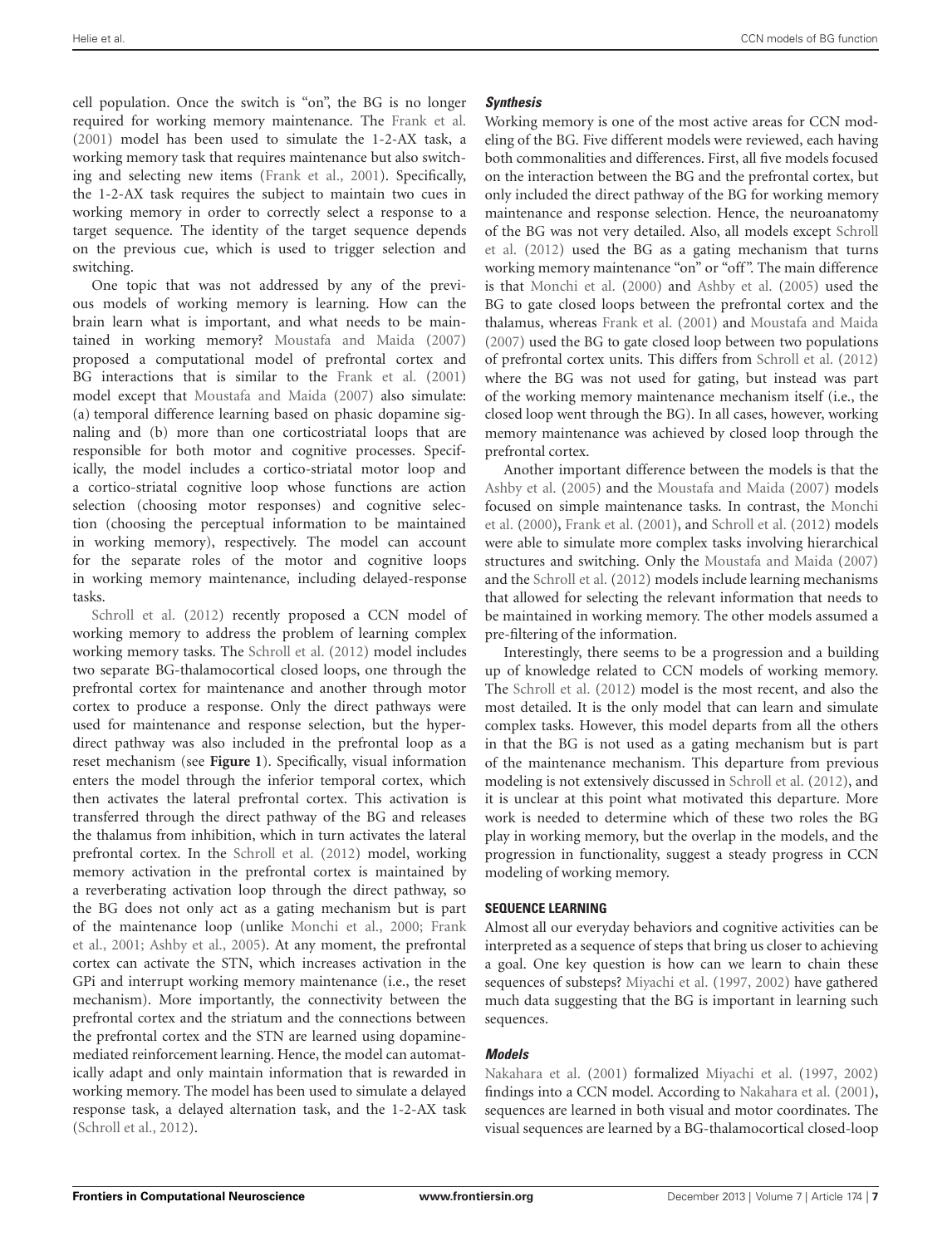cell population. Once the switch is "on", the BG is no longer required for working memory maintenance. The Frank et al. (2001) model has been used to simulate the 1-2-AX task, a working memory task that requires maintenance but also switching and selecting new items (Frank et al., 2001). Specifically, the 1-2-AX task requires the subject to maintain two cues in working memory in order to correctly select a response to a target sequence. The identity of the target sequence depends on the previous cue, which is used to trigger selection and switching.

One topic that was not addressed by any of the previous models of working memory is learning. How can the brain learn what is important, and what needs to be maintained in working memory? Moustafa and Maida (2007) proposed a computational model of prefrontal cortex and BG interactions that is similar to the Frank et al. (2001) model except that Moustafa and Maida (2007) also simulate: (a) temporal difference learning based on phasic dopamine signaling and (b) more than one corticostriatal loops that are responsible for both motor and cognitive processes. Specifically, the model includes a cortico-striatal motor loop and a cortico-striatal cognitive loop whose functions are action selection (choosing motor responses) and cognitive selection (choosing the perceptual information to be maintained in working memory), respectively. The model can account for the separate roles of the motor and cognitive loops in working memory maintenance, including delayed-response tasks.

Schroll et al. (2012) recently proposed a CCN model of working memory to address the problem of learning complex working memory tasks. The Schroll et al. (2012) model includes two separate BG-thalamocortical closed loops, one through the prefrontal cortex for maintenance and another through motor cortex to produce a response. Only the direct pathways were used for maintenance and response selection, but the hyperdirect pathway was also included in the prefrontal loop as a reset mechanism (see **Figure 1**). Specifically, visual information enters the model through the inferior temporal cortex, which then activates the lateral prefrontal cortex. This activation is transferred through the direct pathway of the BG and releases the thalamus from inhibition, which in turn activates the lateral prefrontal cortex. In the Schroll et al. (2012) model, working memory activation in the prefrontal cortex is maintained by a reverberating activation loop through the direct pathway, so the BG does not only act as a gating mechanism but is part of the maintenance loop (unlike Monchi et al., 2000; Frank et al., 2001; Ashby et al., 2005). At any moment, the prefrontal cortex can activate the STN, which increases activation in the GPi and interrupt working memory maintenance (i.e., the reset mechanism). More importantly, the connectivity between the prefrontal cortex and the striatum and the connections between the prefrontal cortex and the STN are learned using dopamine-mediated reinforcement learning. Hence, the model can automatically adapt and only maintain information that is rewarded in working memory. The model has been used to simulate a delayed response task, a delayed alternation task, and the 1-2-AX task (Schroll et al., 2012).

### *Synthesis*

Working memory is one of the most active areas for CCN modeling of the BG. Five different models were reviewed, each having both commonalities and differences. First, all five models focused on the interaction between the BG and the prefrontal cortex, but only included the direct pathway of the BG for working memory maintenance and response selection. Hence, the neuroanatomy of the BG was not very detailed. Also, all models except Schroll et al. (2012) used the BG as a gating mechanism that turns working memory maintenance "on" or "off". The main difference is that Monchi et al. (2000) and Ashby et al. (2005) used the BG to gate closed loops between the prefrontal cortex and the thalamus, whereas Frank et al. (2001) and Moustafa and Maida (2007) used the BG to gate closed loop between two populations of prefrontal cortex units. This differs from Schroll et al. (2012) where the BG was not used for gating, but instead was part of the working memory maintenance mechanism itself (i.e., the closed loop went through the BG). In all cases, however, working memory maintenance was achieved by closed loop through the prefrontal cortex.

Another important difference between the models is that the Ashby et al. (2005) and the Moustafa and Maida (2007) models focused on simple maintenance tasks. In contrast, the Monchi et al. (2000), Frank et al. (2001), and Schroll et al. (2012) models were able to simulate more complex tasks involving hierarchical structures and switching. Only the Moustafa and Maida (2007) and the Schroll et al. (2012) models include learning mechanisms that allowed for selecting the relevant information that needs to be maintained in working memory. The other models assumed a pre-filtering of the information.

Interestingly, there seems to be a progression and a building up of knowledge related to CCN models of working memory. The Schroll et al. (2012) model is the most recent, and also the most detailed. It is the only model that can learn and simulate complex tasks. However, this model departs from all the others in that the BG is not used as a gating mechanism but is part of the maintenance mechanism. This departure from previous modeling is not extensively discussed in Schroll et al. (2012), and it is unclear at this point what motivated this departure. More work is needed to determine which of these two roles the BG play in working memory, but the overlap in the models, and the progression in functionality, suggest a steady progress in CCN modeling of working memory.

## SEQUENCE LEARNING

Almost all our everyday behaviors and cognitive activities can be interpreted as a sequence of steps that bring us closer to achieving a goal. One key question is how can we learn to chain these sequences of substeps? Miyachi et al. (1997, 2002) have gathered much data suggesting that the BG is important in learning such sequences.

### *Models*

Nakahara et al. (2001) formalized Miyachi et al. (1997, 2002) findings into a CCN model. According to Nakahara et al. (2001), sequences are learned in both visual and motor coordinates. The visual sequences are learned by a BG-thalamocortical closed-loop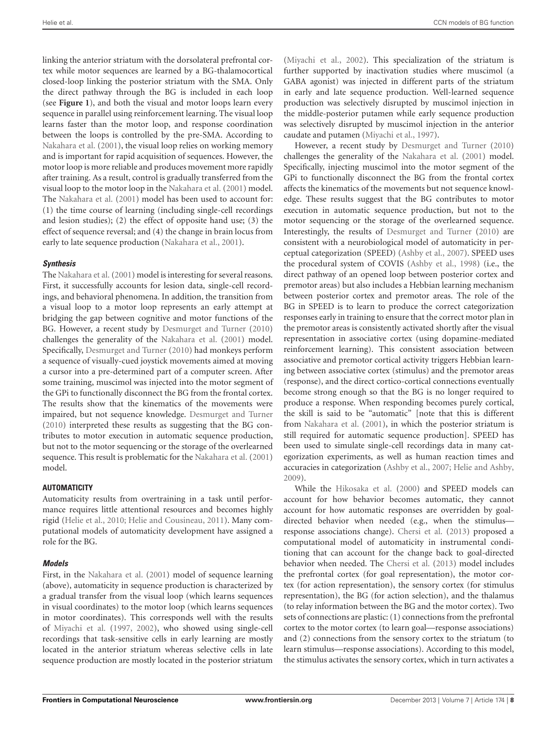linking the anterior striatum with the dorsolateral prefrontal cortex while motor sequences are learned by a BG-thalamocortical closed-loop linking the posterior striatum with the SMA. Only the direct pathway through the BG is included in each loop (see **Figure 1**), and both the visual and motor loops learn every sequence in parallel using reinforcement learning. The visual loop learns faster than the motor loop, and response coordination between the loops is controlled by the pre-SMA. According to Nakahara et al. (2001), the visual loop relies on working memory and is important for rapid acquisition of sequences. However, the motor loop is more reliable and produces movement more rapidly after training. As a result, control is gradually transferred from the visual loop to the motor loop in the Nakahara et al. (2001) model. The Nakahara et al. (2001) model has been used to account for: (1) the time course of learning (including single-cell recordings and lesion studies); (2) the effect of opposite hand use; (3) the effect of sequence reversal; and (4) the change in brain locus from early to late sequence production (Nakahara et al., 2001).

### *Synthesis*

The Nakahara et al. (2001) model is interesting for several reasons. First, it successfully accounts for lesion data, single-cell recordings, and behavioral phenomena. In addition, the transition from a visual loop to a motor loop represents an early attempt at bridging the gap between cognitive and motor functions of the BG. However, a recent study by Desmurget and Turner (2010) challenges the generality of the Nakahara et al. (2001) model. Specifically, Desmurget and Turner (2010) had monkeys perform a sequence of visually-cued joystick movements aimed at moving a cursor into a pre-determined part of a computer screen. After some training, muscimol was injected into the motor segment of the GPi to functionally disconnect the BG from the frontal cortex. The results show that the kinematics of the movements were impaired, but not sequence knowledge. Desmurget and Turner (2010) interpreted these results as suggesting that the BG contributes to motor execution in automatic sequence production, but not to the motor sequencing or the storage of the overlearned sequence. This result is problematic for the Nakahara et al. (2001) model.

## AUTOMATICITY

Automaticity results from overtraining in a task until performance requires little attentional resources and becomes highly rigid (Helie et al., 2010; Helie and Cousineau, 2011). Many computational models of automaticity development have assigned a role for the BG.

### *Models*

First, in the Nakahara et al. (2001) model of sequence learning (above), automaticity in sequence production is characterized by a gradual transfer from the visual loop (which learns sequences in visual coordinates) to the motor loop (which learns sequences in motor coordinates). This corresponds well with the results of Miyachi et al. (1997, 2002), who showed using single-cell recordings that task-sensitive cells in early learning are mostly located in the anterior striatum whereas selective cells in late sequence production are mostly located in the posterior striatum (Miyachi et al., 2002). This specialization of the striatum is further supported by inactivation studies where muscimol (a GABA agonist) was injected in different parts of the striatum in early and late sequence production. Well-learned sequence production was selectively disrupted by muscimol injection in the middle-posterior putamen while early sequence production was selectively disrupted by muscimol injection in the anterior caudate and putamen (Miyachi et al., 1997).

However, a recent study by Desmurget and Turner (2010) challenges the generality of the Nakahara et al. (2001) model. Specifically, injecting muscimol into the motor segment of the GPi to functionally disconnect the BG from the frontal cortex affects the kinematics of the movements but not sequence knowledge. These results suggest that the BG contributes to motor execution in automatic sequence production, but not to the motor sequencing or the storage of the overlearned sequence. Interestingly, the results of Desmurget and Turner (2010) are consistent with a neurobiological model of automaticity in perceptual categorization (SPEED) (Ashby et al., 2007). SPEED uses the procedural system of COVIS (Ashby et al., 1998) (i.e., the direct pathway of an opened loop between posterior cortex and premotor areas) but also includes a Hebbian learning mechanism between posterior cortex and premotor areas. The role of the BG in SPEED is to learn to produce the correct categorization responses early in training to ensure that the correct motor plan in the premotor areas is consistently activated shortly after the visual representation in associative cortex (using dopamine-mediated reinforcement learning). This consistent association between associative and premotor cortical activity triggers Hebbian learning between associative cortex (stimulus) and the premotor areas (response), and the direct cortico-cortical connections eventually become strong enough so that the BG is no longer required to produce a response. When responding becomes purely cortical, the skill is said to be "automatic" [note that this is different from Nakahara et al. (2001), in which the posterior striatum is still required for automatic sequence production]. SPEED has been used to simulate single-cell recordings data in many categorization experiments, as well as human reaction times and accuracies in categorization (Ashby et al., 2007; Helie and Ashby, 2009).

While the Hikosaka et al. (2000) and SPEED models can account for how behavior becomes automatic, they cannot account for how automatic responses are overridden by goal-directed behavior when needed (e.g., when the stimulus—response associations change). Chersi et al. (2013) proposed a computational model of automaticity in instrumental conditioning that can account for the change back to goal-directed behavior when needed. The Chersi et al. (2013) model includes the prefrontal cortex (for goal representation), the motor cortex (for action representation), the sensory cortex (for stimulus representation), the BG (for action selection), and the thalamus (to relay information between the BG and the motor cortex). Two sets of connections are plastic: (1) connections from the prefrontal cortex to the motor cortex (to learn goal—response associations) and (2) connections from the sensory cortex to the striatum (to learn stimulus—response associations). According to this model, the stimulus activates the sensory cortex, which in turn activates a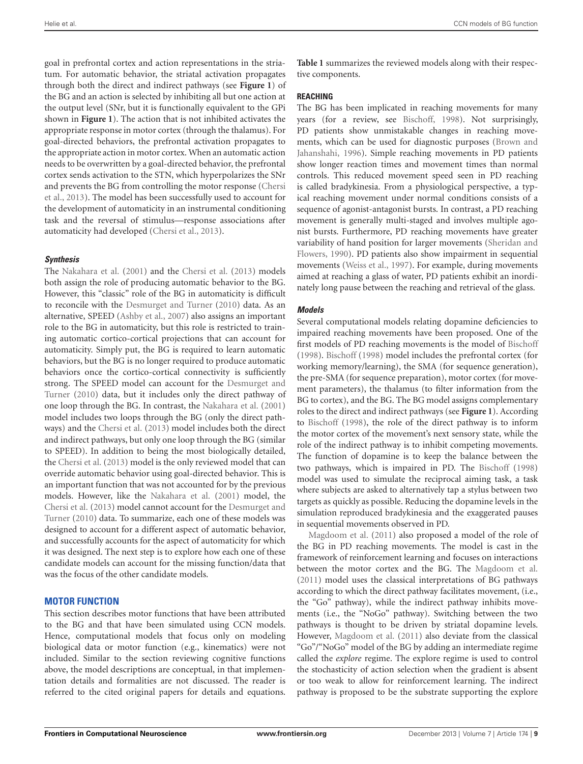goal in prefrontal cortex and action representations in the striatum. For automatic behavior, the striatal activation propagates through both the direct and indirect pathways (see **Figure 1**) of the BG and an action is selected by inhibiting all but one action at the output level (SNr, but it is functionally equivalent to the GPi shown in **Figure 1**). The action that is not inhibited activates the appropriate response in motor cortex (through the thalamus). For goal-directed behaviors, the prefrontal activation propagates to the appropriate action in motor cortex. When an automatic action needs to be overwritten by a goal-directed behavior, the prefrontal cortex sends activation to the STN, which hyperpolarizes the SNr and prevents the BG from controlling the motor response (Chersi et al., 2013). The model has been successfully used to account for the development of automaticity in an instrumental conditioning task and the reversal of stimulus—response associations after automaticity had developed (Chersi et al., 2013).

### *Synthesis*

The Nakahara et al. (2001) and the Chersi et al. (2013) models both assign the role of producing automatic behavior to the BG. However, this "classic" role of the BG in automaticity is difficult to reconcile with the Desmurget and Turner (2010) data. As an alternative, SPEED (Ashby et al., 2007) also assigns an important role to the BG in automaticity, but this role is restricted to training automatic cortico-cortical projections that can account for automaticity. Simply put, the BG is required to learn automatic behaviors, but the BG is no longer required to produce automatic behaviors once the cortico-cortical connectivity is sufficiently strong. The SPEED model can account for the Desmurget and Turner (2010) data, but it includes only the direct pathway of one loop through the BG. In contrast, the Nakahara et al. (2001) model includes two loops through the BG (only the direct pathways) and the Chersi et al. (2013) model includes both the direct and indirect pathways, but only one loop through the BG (similar to SPEED). In addition to being the most biologically detailed, the Chersi et al. (2013) model is the only reviewed model that can override automatic behavior using goal-directed behavior. This is an important function that was not accounted for by the previous models. However, like the Nakahara et al. (2001) model, the Chersi et al. (2013) model cannot account for the Desmurget and Turner (2010) data. To summarize, each one of these models was designed to account for a different aspect of automatic behavior, and successfully accounts for the aspect of automaticity for which it was designed. The next step is to explore how each one of these candidate models can account for the missing function/data that was the focus of the other candidate models.

## MOTOR FUNCTION

This section describes motor functions that have been attributed to the BG and that have been simulated using CCN models. Hence, computational models that focus only on modeling biological data or motor function (e.g., kinematics) were not included. Similar to the section reviewing cognitive functions above, the model descriptions are conceptual, in that implementation details and formalities are not discussed. The reader is referred to the cited original papers for details and equations.

**Table 1** summarizes the reviewed models along with their respective components.

### REACHING

The BG has been implicated in reaching movements for many years (for a review, see Bischoff, 1998). Not surprisingly, PD patients show unmistakable changes in reaching movements, which can be used for diagnostic purposes (Brown and Jahanshahi, 1996). Simple reaching movements in PD patients show longer reaction times and movement times than normal controls. This reduced movement speed seen in PD reaching is called bradykinesia. From a physiological perspective, a typical reaching movement under normal conditions consists of a sequence of agonist-antagonist bursts. In contrast, a PD reaching movement is generally multi-staged and involves multiple agonist bursts. Furthermore, PD reaching movements have greater variability of hand position for larger movements (Sheridan and Flowers, 1990). PD patients also show impairment in sequential movements (Weiss et al., 1997). For example, during movements aimed at reaching a glass of water, PD patients exhibit an inordinately long pause between the reaching and retrieval of the glass.

### *Models*

Several computational models relating dopamine deficiencies to impaired reaching movements have been proposed. One of the first models of PD reaching movements is the model of Bischoff (1998). Bischoff (1998) model includes the prefrontal cortex (for working memory/learning), the SMA (for sequence generation), the pre-SMA (for sequence preparation), motor cortex (for movement parameters), the thalamus (to filter information from the BG to cortex), and the BG. The BG model assigns complementary roles to the direct and indirect pathways (see **Figure 1**). According to Bischoff (1998), the role of the direct pathway is to inform the motor cortex of the movement's next sensory state, while the role of the indirect pathway is to inhibit competing movements. The function of dopamine is to keep the balance between the two pathways, which is impaired in PD. The Bischoff (1998) model was used to simulate the reciprocal aiming task, a task where subjects are asked to alternatively tap a stylus between two targets as quickly as possible. Reducing the dopamine levels in the simulation reproduced bradykinesia and the exaggerated pauses in sequential movements observed in PD.

Magdoom et al. (2011) also proposed a model of the role of the BG in PD reaching movements. The model is cast in the framework of reinforcement learning and focuses on interactions between the motor cortex and the BG. The Magdoom et al. (2011) model uses the classical interpretations of BG pathways according to which the direct pathway facilitates movement, (i.e., the "Go" pathway), while the indirect pathway inhibits movements (i.e., the "NoGo" pathway). Switching between the two pathways is thought to be driven by striatal dopamine levels. However, Magdoom et al. (2011) also deviate from the classical "Go"/"NoGo" model of the BG by adding an intermediate regime called the *explore* regime. The explore regime is used to control the stochasticity of action selection when the gradient is absent or too weak to allow for reinforcement learning. The indirect pathway is proposed to be the substrate supporting the explore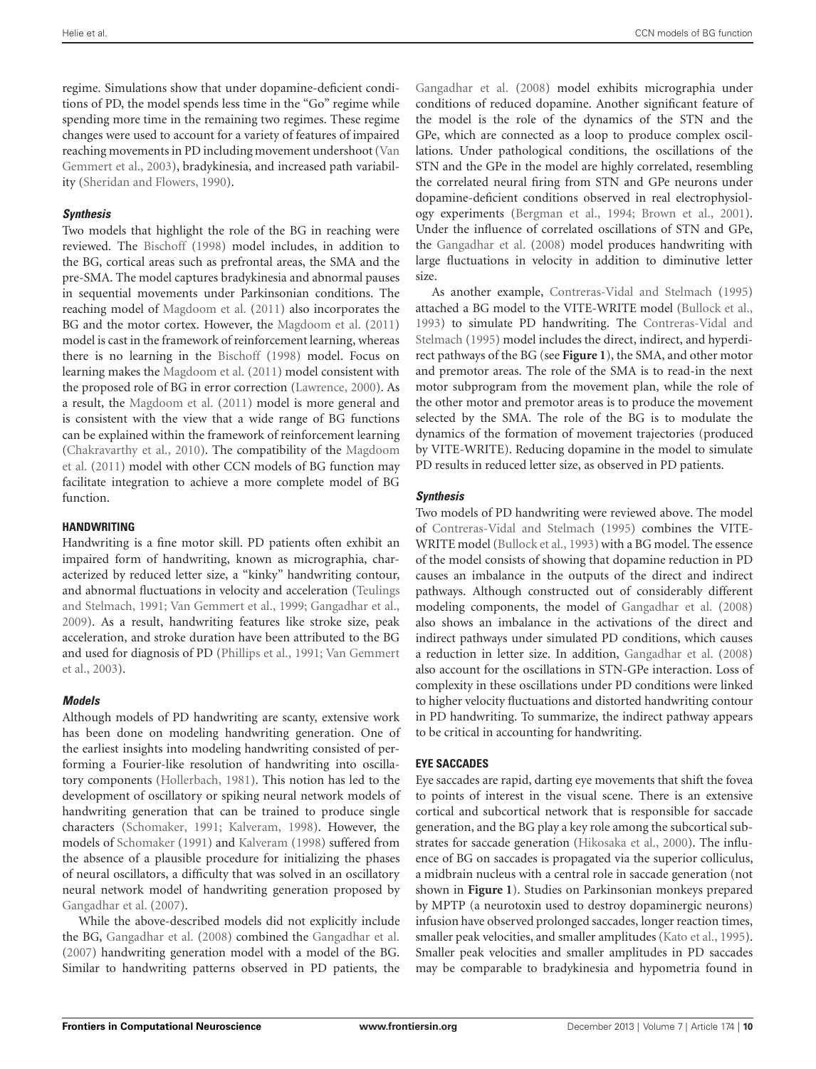regime. Simulations show that under dopamine-deficient conditions of PD, the model spends less time in the "Go" regime while spending more time in the remaining two regimes. These regime changes were used to account for a variety of features of impaired reaching movements in PD including movement undershoot (Van Gemmert et al., 2003), bradykinesia, and increased path variability (Sheridan and Flowers, 1990).

#### *Synthesis*

Two models that highlight the role of the BG in reaching were reviewed. The Bischoff (1998) model includes, in addition to the BG, cortical areas such as prefrontal areas, the SMA and the pre-SMA. The model captures bradykinesia and abnormal pauses in sequential movements under Parkinsonian conditions. The reaching model of Magdoom et al. (2011) also incorporates the BG and the motor cortex. However, the Magdoom et al. (2011) model is cast in the framework of reinforcement learning, whereas there is no learning in the Bischoff (1998) model. Focus on learning makes the Magdoom et al. (2011) model consistent with the proposed role of BG in error correction (Lawrence, 2000). As a result, the Magdoom et al. (2011) model is more general and is consistent with the view that a wide range of BG functions can be explained within the framework of reinforcement learning (Chakravarthy et al., 2010). The compatibility of the Magdoom et al. (2011) model with other CCN models of BG function may facilitate integration to achieve a more complete model of BG function.

### HANDWRITING

Handwriting is a fine motor skill. PD patients often exhibit an impaired form of handwriting, known as micrographia, characterized by reduced letter size, a "kinky" handwriting contour, and abnormal fluctuations in velocity and acceleration (Teulings and Stelmach, 1991; Van Gemmert et al., 1999; Gangadhar et al., 2009). As a result, handwriting features like stroke size, peak acceleration, and stroke duration have been attributed to the BG and used for diagnosis of PD (Phillips et al., 1991; Van Gemmert et al., 2003).

#### *Models*

Although models of PD handwriting are scanty, extensive work has been done on modeling handwriting generation. One of the earliest insights into modeling handwriting consisted of performing a Fourier-like resolution of handwriting into oscillatory components (Hollerbach, 1981). This notion has led to the development of oscillatory or spiking neural network models of handwriting generation that can be trained to produce single characters (Schomaker, 1991; Kalveram, 1998). However, the models of Schomaker (1991) and Kalveram (1998) suffered from the absence of a plausible procedure for initializing the phases of neural oscillators, a difficulty that was solved in an oscillatory neural network model of handwriting generation proposed by Gangadhar et al. (2007).

While the above-described models did not explicitly include the BG, Gangadhar et al. (2008) combined the Gangadhar et al. (2007) handwriting generation model with a model of the BG. Similar to handwriting patterns observed in PD patients, the Gangadhar et al. (2008) model exhibits micrographia under conditions of reduced dopamine. Another significant feature of the model is the role of the dynamics of the STN and the GPe, which are connected as a loop to produce complex oscillations. Under pathological conditions, the oscillations of the STN and the GPe in the model are highly correlated, resembling the correlated neural firing from STN and GPe neurons under dopamine-deficient conditions observed in real electrophysiology experiments (Bergman et al., 1994; Brown et al., 2001). Under the influence of correlated oscillations of STN and GPe, the Gangadhar et al. (2008) model produces handwriting with large fluctuations in velocity in addition to diminutive letter size.

As another example, Contreras-Vidal and Stelmach (1995) attached a BG model to the VITE-WRITE model (Bullock et al., 1993) to simulate PD handwriting. The Contreras-Vidal and Stelmach (1995) model includes the direct, indirect, and hyperdirect pathways of the BG (see **Figure 1**), the SMA, and other motor and premotor areas. The role of the SMA is to read-in the next motor subprogram from the movement plan, while the role of the other motor and premotor areas is to produce the movement selected by the SMA. The role of the BG is to modulate the dynamics of the formation of movement trajectories (produced by VITE-WRITE). Reducing dopamine in the model to simulate PD results in reduced letter size, as observed in PD patients.

#### *Synthesis*

Two models of PD handwriting were reviewed above. The model of Contreras-Vidal and Stelmach (1995) combines the VITE-WRITE model (Bullock et al., 1993) with a BG model. The essence of the model consists of showing that dopamine reduction in PD causes an imbalance in the outputs of the direct and indirect pathways. Although constructed out of considerably different modeling components, the model of Gangadhar et al. (2008) also shows an imbalance in the activations of the direct and indirect pathways under simulated PD conditions, which causes a reduction in letter size. In addition, Gangadhar et al. (2008) also account for the oscillations in STN-GPe interaction. Loss of complexity in these oscillations under PD conditions were linked to higher velocity fluctuations and distorted handwriting contour in PD handwriting. To summarize, the indirect pathway appears to be critical in accounting for handwriting.

### EYE SACCADES

Eye saccades are rapid, darting eye movements that shift the fovea to points of interest in the visual scene. There is an extensive cortical and subcortical network that is responsible for saccade generation, and the BG play a key role among the subcortical substrates for saccade generation (Hikosaka et al., 2000). The influence of BG on saccades is propagated via the superior colliculus, a midbrain nucleus with a central role in saccade generation (not shown in **Figure 1**). Studies on Parkinsonian monkeys prepared by MPTP (a neurotoxin used to destroy dopaminergic neurons) infusion have observed prolonged saccades, longer reaction times, smaller peak velocities, and smaller amplitudes (Kato et al., 1995). Smaller peak velocities and smaller amplitudes in PD saccades may be comparable to bradykinesia and hypometria found in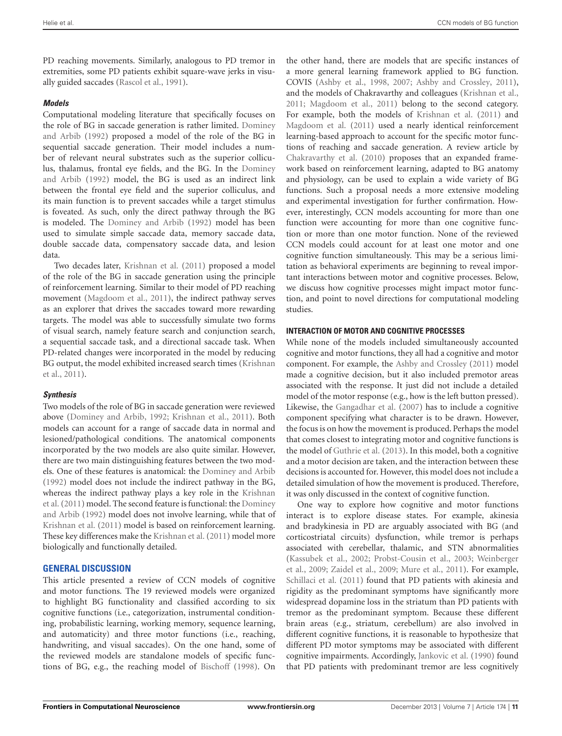PD reaching movements. Similarly, analogous to PD tremor in extremities, some PD patients exhibit square-wave jerks in visually guided saccades (Rascol et al., 1991).

#### *Models*

Computational modeling literature that specifically focuses on the role of BG in saccade generation is rather limited. Dominey and Arbib (1992) proposed a model of the role of the BG in sequential saccade generation. Their model includes a number of relevant neural substrates such as the superior colliculus, thalamus, frontal eye fields, and the BG. In the Dominey and Arbib (1992) model, the BG is used as an indirect link between the frontal eye field and the superior colliculus, and its main function is to prevent saccades while a target stimulus is foveated. As such, only the direct pathway through the BG is modeled. The Dominey and Arbib (1992) model has been used to simulate simple saccade data, memory saccade data, double saccade data, compensatory saccade data, and lesion data.

Two decades later, Krishnan et al. (2011) proposed a model of the role of the BG in saccade generation using the principle of reinforcement learning. Similar to their model of PD reaching movement (Magdoom et al., 2011), the indirect pathway serves as an explorer that drives the saccades toward more rewarding targets. The model was able to successfully simulate two forms of visual search, namely feature search and conjunction search, a sequential saccade task, and a directional saccade task. When PD-related changes were incorporated in the model by reducing BG output, the model exhibited increased search times (Krishnan et al., 2011).

#### *Synthesis*

Two models of the role of BG in saccade generation were reviewed above (Dominey and Arbib, 1992; Krishnan et al., 2011). Both models can account for a range of saccade data in normal and lesioned/pathological conditions. The anatomical components incorporated by the two models are also quite similar. However, there are two main distinguishing features between the two models. One of these features is anatomical: the Dominey and Arbib (1992) model does not include the indirect pathway in the BG, whereas the indirect pathway plays a key role in the Krishnan et al. (2011) model. The second feature is functional: the Dominey and Arbib (1992) model does not involve learning, while that of Krishnan et al. (2011) model is based on reinforcement learning. These key differences make the Krishnan et al. (2011) model more biologically and functionally detailed.

## GENERAL DISCUSSION

This article presented a review of CCN models of cognitive and motor functions. The 19 reviewed models were organized to highlight BG functionality and classified according to six cognitive functions (i.e., categorization, instrumental conditioning, probabilistic learning, working memory, sequence learning, and automaticity) and three motor functions (i.e., reaching, handwriting, and visual saccades). On the one hand, some of the reviewed models are standalone models of specific functions of BG, e.g., the reaching model of Bischoff (1998). On the other hand, there are models that are specific instances of a more general learning framework applied to BG function. COVIS (Ashby et al., 1998, 2007; Ashby and Crossley, 2011), and the models of Chakravarthy and colleagues (Krishnan et al., 2011; Magdoom et al., 2011) belong to the second category. For example, both the models of Krishnan et al. (2011) and Magdoom et al. (2011) used a nearly identical reinforcement learning-based approach to account for the specific motor functions of reaching and saccade generation. A review article by Chakravarthy et al. (2010) proposes that an expanded framework based on reinforcement learning, adapted to BG anatomy and physiology, can be used to explain a wide variety of BG functions. Such a proposal needs a more extensive modeling and experimental investigation for further confirmation. However, interestingly, CCN models accounting for more than one function were accounting for more than one cognitive function or more than one motor function. None of the reviewed CCN models could account for at least one motor and one cognitive function simultaneously. This may be a serious limitation as behavioral experiments are beginning to reveal important interactions between motor and cognitive processes. Below, we discuss how cognitive processes might impact motor function, and point to novel directions for computational modeling studies.

### INTERACTION OF MOTOR AND COGNITIVE PROCESSES

While none of the models included simultaneously accounted cognitive and motor functions, they all had a cognitive and motor component. For example, the Ashby and Crossley (2011) model made a cognitive decision, but it also included premotor areas associated with the response. It just did not include a detailed model of the motor response (e.g., how is the left button pressed). Likewise, the Gangadhar et al. (2007) has to include a cognitive component specifying what character is to be drawn. However, the focus is on how the movement is produced. Perhaps the model that comes closest to integrating motor and cognitive functions is the model of Guthrie et al. (2013). In this model, both a cognitive and a motor decision are taken, and the interaction between these decisions is accounted for. However, this model does not include a detailed simulation of how the movement is produced. Therefore, it was only discussed in the context of cognitive function.

One way to explore how cognitive and motor functions interact is to explore disease states. For example, akinesia and bradykinesia in PD are arguably associated with BG (and corticostriatal circuits) dysfunction, while tremor is perhaps associated with cerebellar, thalamic, and STN abnormalities (Kassubek et al., 2002; Probst-Cousin et al., 2003; Weinberger et al., 2009; Zaidel et al., 2009; Mure et al., 2011). For example, Schillaci et al. (2011) found that PD patients with akinesia and rigidity as the predominant symptoms have significantly more widespread dopamine loss in the striatum than PD patients with tremor as the predominant symptom. Because these different brain areas (e.g., striatum, cerebellum) are also involved in different cognitive functions, it is reasonable to hypothesize that different PD motor symptoms may be associated with different cognitive impairments. Accordingly, Jankovic et al. (1990) found that PD patients with predominant tremor are less cognitively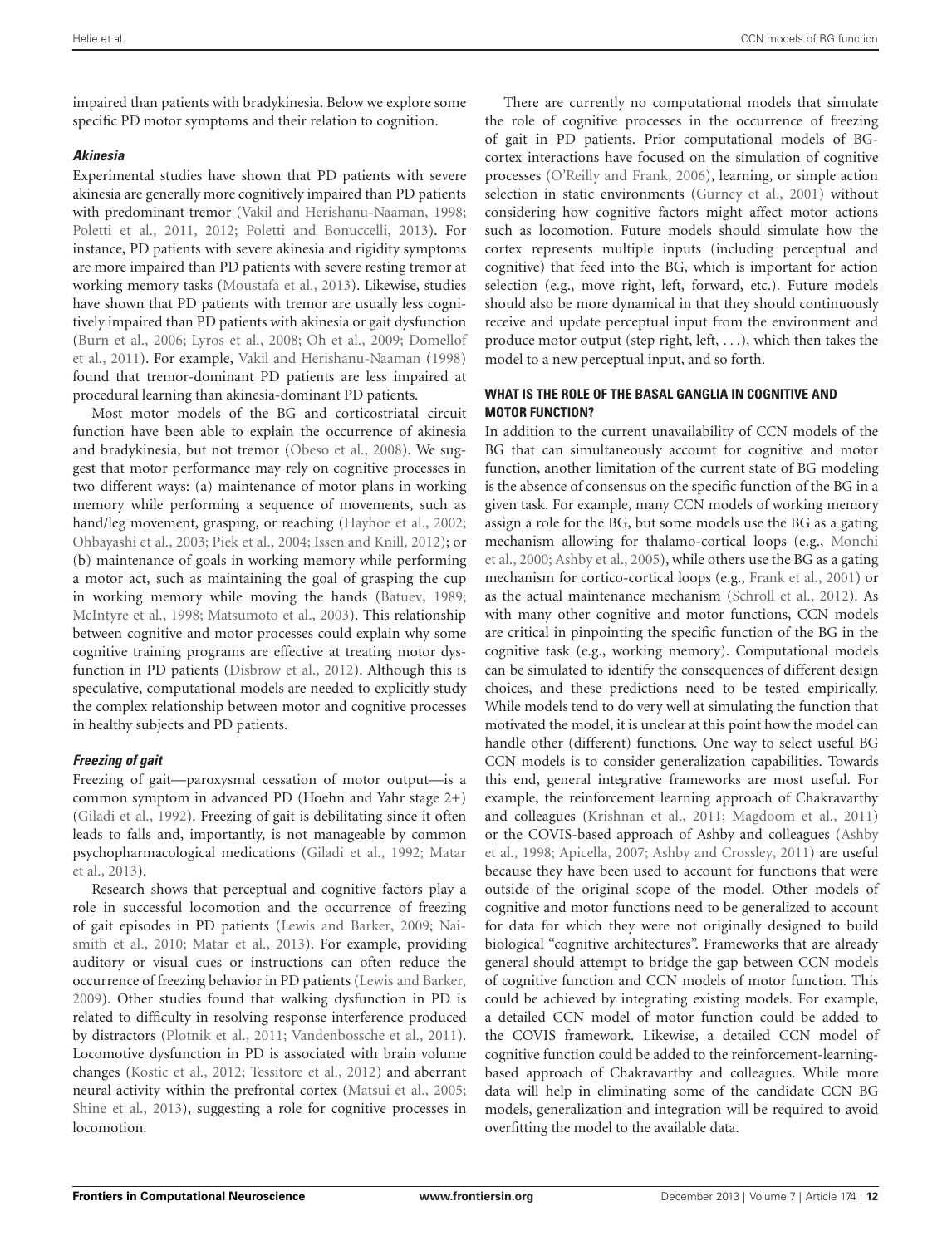impaired than patients with bradykinesia. Below we explore some specific PD motor symptoms and their relation to cognition.

#### *Akinesia*

Experimental studies have shown that PD patients with severe akinesia are generally more cognitively impaired than PD patients with predominant tremor (Vakil and Herishanu-Naaman, 1998; Poletti et al., 2011, 2012; Poletti and Bonuccelli, 2013). For instance, PD patients with severe akinesia and rigidity symptoms are more impaired than PD patients with severe resting tremor at working memory tasks (Moustafa et al., 2013). Likewise, studies have shown that PD patients with tremor are usually less cognitively impaired than PD patients with akinesia or gait dysfunction (Burn et al., 2006; Lyros et al., 2008; Oh et al., 2009; Domellof et al., 2011). For example, Vakil and Herishanu-Naaman (1998) found that tremor-dominant PD patients are less impaired at procedural learning than akinesia-dominant PD patients.

Most motor models of the BG and corticostriatal circuit function have been able to explain the occurrence of akinesia and bradykinesia, but not tremor (Obeso et al., 2008). We suggest that motor performance may rely on cognitive processes in two different ways: (a) maintenance of motor plans in working memory while performing a sequence of movements, such as hand/leg movement, grasping, or reaching (Hayhoe et al., 2002; Ohbayashi et al., 2003; Piek et al., 2004; Issen and Knill, 2012); or (b) maintenance of goals in working memory while performing a motor act, such as maintaining the goal of grasping the cup in working memory while moving the hands (Batuev, 1989; McIntyre et al., 1998; Matsumoto et al., 2003). This relationship between cognitive and motor processes could explain why some cognitive training programs are effective at treating motor dysfunction in PD patients (Disbrow et al., 2012). Although this is speculative, computational models are needed to explicitly study the complex relationship between motor and cognitive processes in healthy subjects and PD patients.

#### *Freezing of gait*

Freezing of gait—paroxysmal cessation of motor output—is a common symptom in advanced PD (Hoehn and Yahr stage 2+) (Giladi et al., 1992). Freezing of gait is debilitating since it often leads to falls and, importantly, is not manageable by common psychopharmacological medications (Giladi et al., 1992; Matar et al., 2013).

Research shows that perceptual and cognitive factors play a role in successful locomotion and the occurrence of freezing of gait episodes in PD patients (Lewis and Barker, 2009; Naismith et al., 2010; Matar et al., 2013). For example, providing auditory or visual cues or instructions can often reduce the occurrence of freezing behavior in PD patients (Lewis and Barker, 2009). Other studies found that walking dysfunction in PD is related to difficulty in resolving response interference produced by distractors (Plotnik et al., 2011; Vandenbossche et al., 2011). Locomotive dysfunction in PD is associated with brain volume changes (Kostic et al., 2012; Tessitore et al., 2012) and aberrant neural activity within the prefrontal cortex (Matsui et al., 2005; Shine et al., 2013), suggesting a role for cognitive processes in locomotion.

There are currently no computational models that simulate the role of cognitive processes in the occurrence of freezing of gait in PD patients. Prior computational models of BG-cortex interactions have focused on the simulation of cognitive processes (O'Reilly and Frank, 2006), learning, or simple action selection in static environments (Gurney et al., 2001) without considering how cognitive factors might affect motor actions such as locomotion. Future models should simulate how the cortex represents multiple inputs (including perceptual and cognitive) that feed into the BG, which is important for action selection (e.g., move right, left, forward, etc.). Future models should also be more dynamical in that they should continuously receive and update perceptual input from the environment and produce motor output (step right, left, ...), which then takes the model to a new perceptual input, and so forth.

### WHAT IS THE ROLE OF THE BASAL GANGLIA IN COGNITIVE AND MOTOR FUNCTION?

In addition to the current unavailability of CCN models of the BG that can simultaneously account for cognitive and motor function, another limitation of the current state of BG modeling is the absence of consensus on the specific function of the BG in a given task. For example, many CCN models of working memory assign a role for the BG, but some models use the BG as a gating mechanism allowing for thalamo-cortical loops (e.g., Monchi et al., 2000; Ashby et al., 2005), while others use the BG as a gating mechanism for cortico-cortical loops (e.g., Frank et al., 2001) or as the actual maintenance mechanism (Schroll et al., 2012). As with many other cognitive and motor functions, CCN models are critical in pinpointing the specific function of the BG in the cognitive task (e.g., working memory). Computational models can be simulated to identify the consequences of different design choices, and these predictions need to be tested empirically. While models tend to do very well at simulating the function that motivated the model, it is unclear at this point how the model can handle other (different) functions. One way to select useful BG CCN models is to consider generalization capabilities. Towards this end, general integrative frameworks are most useful. For example, the reinforcement learning approach of Chakravarthy and colleagues (Krishnan et al., 2011; Magdoom et al., 2011) or the COVIS-based approach of Ashby and colleagues (Ashby et al., 1998; Apicella, 2007; Ashby and Crossley, 2011) are useful because they have been used to account for functions that were outside of the original scope of the model. Other models of cognitive and motor functions need to be generalized to account for data for which they were not originally designed to build biological "cognitive architectures". Frameworks that are already general should attempt to bridge the gap between CCN models of cognitive function and CCN models of motor function. This could be achieved by integrating existing models. For example, a detailed CCN model of motor function could be added to the COVIS framework. Likewise, a detailed CCN model of cognitive function could be added to the reinforcement-learning-based approach of Chakravarthy and colleagues. While more data will help in eliminating some of the candidate CCN BG models, generalization and integration will be required to avoid overfitting the model to the available data.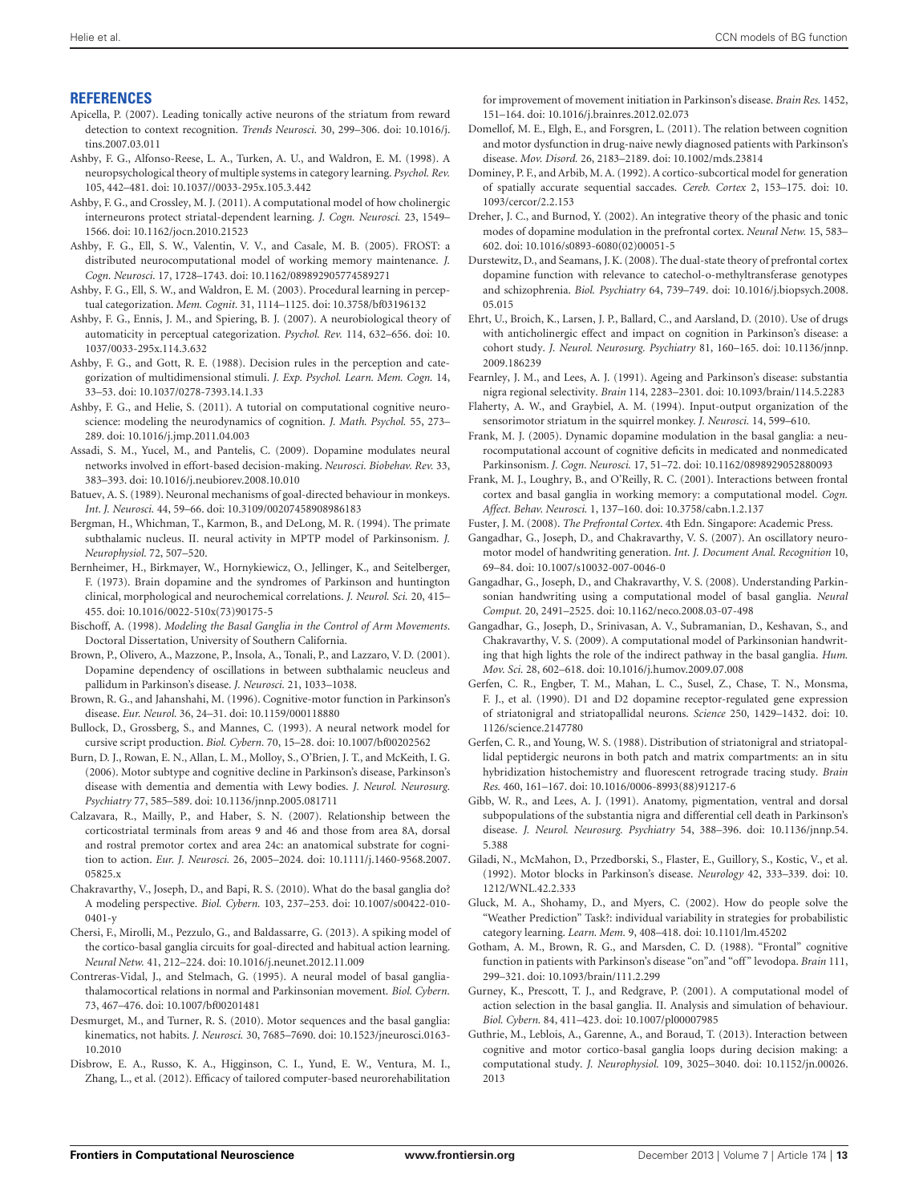## REFERENCES

Apicella, P. (2007). Leading tonically active neurons of the striatum from reward detection to context recognition. *Trends Neurosci.* 30, 299–306. doi: 10.1016/j.tins.2007.03.011

Ashby, F. G., Alfonso-Reese, L. A., Turken, A. U., and Waldron, E. M. (1998). A neuropsychological theory of multiple systems in category learning. *Psychol. Rev.* 105, 442–481. doi: 10.1037//0033-295x.105.3.442

Ashby, F. G., and Crossley, M. J. (2011). A computational model of how cholinergic interneurons protect striatal-dependent learning. *J. Cogn. Neurosci.* 23, 1549–1566. doi: 10.1162/jocn.2010.21523

Ashby, F. G., Ell, S. W., Valentin, V. V., and Casale, M. B. (2005). FROST: a distributed neurocomputational model of working memory maintenance. *J. Cogn. Neurosci.* 17, 1728–1743. doi: 10.1162/089892905774589271

Ashby, F. G., Ell, S. W., and Waldron, E. M. (2003). Procedural learning in perceptual categorization. *Mem. Cognit.* 31, 1114–1125. doi: 10.3758/bf03196132

Ashby, F. G., Ennis, J. M., and Spiering, B. J. (2007). A neurobiological theory of automaticity in perceptual categorization. *Psychol. Rev.* 114, 632–656. doi: 10.1037/0033-295x.114.3.632

Ashby, F. G., and Gott, R. E. (1988). Decision rules in the perception and categorization of multidimensional stimuli. *J. Exp. Psychol. Learn. Mem. Cogn.* 14, 33–53. doi: 10.1037/0278-7393.14.1.33

Ashby, F. G., and Helie, S. (2011). A tutorial on computational cognitive neuroscience: modeling the neurodynamics of cognition. *J. Math. Psychol.* 55, 273–289. doi: 10.1016/j.jmp.2011.04.003

Assadi, S. M., Yucel, M., and Pantelis, C. (2009). Dopamine modulates neural networks involved in effort-based decision-making. *Neurosci. Biobehav. Rev.* 33, 383–393. doi: 10.1016/j.neubiorev.2008.10.010

Batuev, A. S. (1989). Neuronal mechanisms of goal-directed behaviour in monkeys. *Int. J. Neurosci.* 44, 59–66. doi: 10.3109/00207458908986183

Bergman, H., Whichman, T., Karmon, B., and DeLong, M. R. (1994). The primate subthalamic nucleus. II. neural activity in MPTP model of Parkinsonism. *J. Neurophysiol.* 72, 507–520.

Bernheimer, H., Birkmayer, W., Hornykiewicz, O., Jellinger, K., and Seitelberger, F. (1973). Brain dopamine and the syndromes of Parkinson and huntington clinical, morphological and neurochemical correlations. *J. Neurol. Sci.* 20, 415–455. doi: 10.1016/0022-510x(73)90175-5

Bischoff, A. (1998). *Modeling the Basal Ganglia in the Control of Arm Movements.* Doctoral Dissertation, University of Southern California.

Brown, P., Olivero, A., Mazzone, P., Insola, A., Tonali, P., and Lazzaro, V. D. (2001). Dopamine dependency of oscillations in between subthalamic neucleus and pallidum in Parkinson's disease. *J. Neurosci.* 21, 1033–1038.

Brown, R. G., and Jahanshahi, M. (1996). Cognitive-motor function in Parkinson's disease. *Eur. Neurol.* 36, 24–31. doi: 10.1159/000118880

Bullock, D., Grossberg, S., and Mannes, C. (1993). A neural network model for cursive script production. *Biol. Cybern.* 70, 15–28. doi: 10.1007/bf00202562

Burn, D. J., Rowan, E. N., Allan, L. M., Molloy, S., O'Brien, J. T., and McKeith, I. G. (2006). Motor subtype and cognitive decline in Parkinson's disease, Parkinson's disease with dementia and dementia with Lewy bodies. *J. Neurol. Neurosurg. Psychiatry* 77, 585–589. doi: 10.1136/jnnp.2005.081711

Calzavara, R., Mailly, P., and Haber, S. N. (2007). Relationship between the corticostriatal terminals from areas 9 and 46 and those from area 8A, dorsal and rostral premotor cortex and area 24c: an anatomical substrate for cognition to action. *Eur. J. Neurosci.* 26, 2005–2024. doi: 10.1111/j.1460-9568.2007.05825.x

Chakravarthy, V., Joseph, D., and Bapi, R. S. (2010). What do the basal ganglia do? A modeling perspective. *Biol. Cybern.* 103, 237–253. doi: 10.1007/s00422-010-0401-y

Chersi, F., Mirolli, M., Pezzulo, G., and Baldassarre, G. (2013). A spiking model of the cortico-basal ganglia circuits for goal-directed and habitual action learning. *Neural Netw.* 41, 212–224. doi: 10.1016/j.neunet.2012.11.009

Contreras-Vidal, J., and Stelmach, G. (1995). A neural model of basal ganglia-thalamocortical relations in normal and Parkinsonian movement. *Biol. Cybern.* 73, 467–476. doi: 10.1007/bf00201481

Desmurget, M., and Turner, R. S. (2010). Motor sequences and the basal ganglia: kinematics, not habits. *J. Neurosci.* 30, 7685–7690. doi: 10.1523/jneurosci.0163-10.2010

Disbrow, E. A., Russo, K. A., Higginson, C. I., Yund, E. W., Ventura, M. I., Zhang, L., et al. (2012). Efficacy of tailored computer-based neurorehabilitation for improvement of movement initiation in Parkinson's disease. *Brain Res.* 1452, 151–164. doi: 10.1016/j.brainres.2012.02.073

Domellof, M. E., Elgh, E., and Forsgren, L. (2011). The relation between cognition and motor dysfunction in drug-naive newly diagnosed patients with Parkinson's disease. *Mov. Disord.* 26, 2183–2189. doi: 10.1002/mds.23814

Dominey, P. F., and Arbib, M. A. (1992). A cortico-subcortical model for generation of spatially accurate sequential saccades. *Cereb. Cortex* 2, 153–175. doi: 10.1093/cercor/2.2.153

Dreher, J. C., and Burnod, Y. (2002). An integrative theory of the phasic and tonic modes of dopamine modulation in the prefrontal cortex. *Neural Netw.* 15, 583–602. doi: 10.1016/s0893-6080(02)00051-5

Durstewitz, D., and Seamans, J. K. (2008). The dual-state theory of prefrontal cortex dopamine function with relevance to catechol-o-methyltransferase genotypes and schizophrenia. *Biol. Psychiatry* 64, 739–749. doi: 10.1016/j.biopsych.2008.05.015

Ehrt, U., Broich, K., Larsen, J. P., Ballard, C., and Aarsland, D. (2010). Use of drugs with anticholinergic effect and impact on cognition in Parkinson's disease: a cohort study. *J. Neurol. Neurosurg. Psychiatry* 81, 160–165. doi: 10.1136/jnnp.2009.186239

Fearnley, J. M., and Lees, A. J. (1991). Ageing and Parkinson's disease: substantia nigra regional selectivity. *Brain* 114, 2283–2301. doi: 10.1093/brain/114.5.2283

Flaherty, A. W., and Graybiel, A. M. (1994). Input-output organization of the sensorimotor striatum in the squirrel monkey. *J. Neurosci.* 14, 599–610.

Frank, M. J. (2005). Dynamic dopamine modulation in the basal ganglia: a neurocomputational account of cognitive deficits in medicated and nonmedicated Parkinsonism. *J. Cogn. Neurosci.* 17, 51–72. doi: 10.1162/0898929052880093

Frank, M. J., Loughry, B., and O'Reilly, R. C. (2001). Interactions between frontal cortex and basal ganglia in working memory: a computational model. *Cogn. Affect. Behav. Neurosci.* 1, 137–160. doi: 10.3758/cabn.1.2.137

Fuster, J. M. (2008). *The Prefrontal Cortex.* 4th Edn. Singapore: Academic Press.

Gangadhar, G., Joseph, D., and Chakravarthy, V. S. (2007). An oscillatory neuromotor model of handwriting generation. *Int. J. Document Anal. Recognition* 10, 69–84. doi: 10.1007/s10032-007-0046-0

Gangadhar, G., Joseph, D., and Chakravarthy, V. S. (2008). Understanding Parkinsonian handwriting using a computational model of basal ganglia. *Neural Comput.* 20, 2491–2525. doi: 10.1162/neco.2008.03-07-498

Gangadhar, G., Joseph, D., Srinivasan, A. V., Subramanian, D., Keshavan, S., and Chakravarthy, V. S. (2009). A computational model of Parkinsonian handwriting that high lights the role of the indirect pathway in the basal ganglia. *Hum. Mov. Sci.* 28, 602–618. doi: 10.1016/j.humov.2009.07.008

Gerfen, C. R., Engber, T. M., Mahan, L. C., Susel, Z., Chase, T. N., Monsma, F. J., et al. (1990). D1 and D2 dopamine receptor-regulated gene expression of striatonigral and striatopallidal neurons. *Science* 250, 1429–1432. doi: 10.1126/science.2147780

Gerfen, C. R., and Young, W. S. (1988). Distribution of striatonigral and striatopallidal peptidergic neurons in both patch and matrix compartments: an in situ hybridization histochemistry and fluorescent retrograde tracing study. *Brain Res.* 460, 161–167. doi: 10.1016/0006-8993(88)91217-6

Gibb, W. R., and Lees, A. J. (1991). Anatomy, pigmentation, ventral and dorsal subpopulations of the substantia nigra and differential cell death in Parkinson's disease. *J. Neurol. Neurosurg. Psychiatry* 54, 388–396. doi: 10.1136/jnnp.54.5.388

Giladi, N., McMahon, D., Przedborski, S., Flaster, E., Guillory, S., Kostic, V., et al. (1992). Motor blocks in Parkinson's disease. *Neurology* 42, 333–339. doi: 10.1212/WNL.42.2.333

Gluck, M. A., Shohamy, D., and Myers, C. (2002). How do people solve the "Weather Prediction" Task?: individual variability in strategies for probabilistic category learning. *Learn. Mem.* 9, 408–418. doi: 10.1101/lm.45202

Gotham, A. M., Brown, R. G., and Marsden, C. D. (1988). "Frontal" cognitive function in patients with Parkinson's disease "on" and "off" levodopa. *Brain* 111, 299–321. doi: 10.1093/brain/111.2.299

Gurney, K., Prescott, T. J., and Redgrave, P. (2001). A computational model of action selection in the basal ganglia. II. Analysis and simulation of behaviour. *Biol. Cybern.* 84, 411–423. doi: 10.1007/pl00007985

Guthrie, M., Leblois, A., Garenne, A., and Boraud, T. (2013). Interaction between cognitive and motor cortico-basal ganglia loops during decision making: a computational study. *J. Neurophysiol.* 109, 3025–3040. doi: 10.1152/jn.00026.2013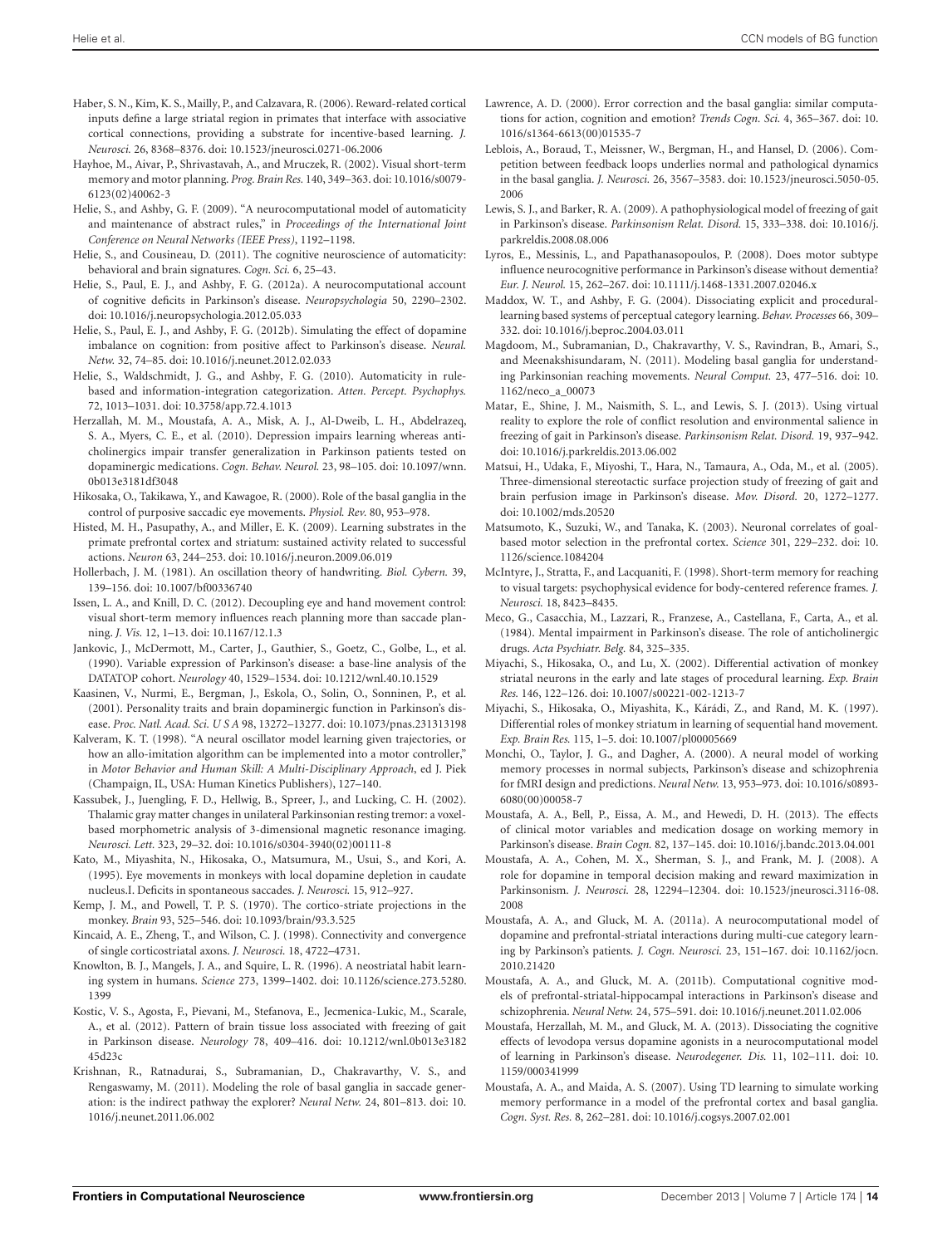Haber, S. N., Kim, K. S., Mailly, P., and Calzavara, R. (2006). Reward-related cortical inputs define a large striatal region in primates that interface with associative cortical connections, providing a substrate for incentive-based learning. *J. Neurosci.* 26, 8368–8376. doi: 10.1523/jneurosci.0271-06.2006

Hayhoe, M., Aivar, P., Shrivastavah, A., and Mruczek, R. (2002). Visual short-term memory and motor planning. *Prog. Brain Res.* 140, 349–363. doi: 10.1016/s0079-6123(02)40062-3

Helie, S., and Ashby, G. F. (2009). "A neurocomputational model of automaticity and maintenance of abstract rules," in *Proceedings of the International Joint Conference on Neural Networks (IEEE Press)*, 1192–1198.

Helie, S., and Cousineau, D. (2011). The cognitive neuroscience of automaticity: behavioral and brain signatures. *Cogn. Sci.* 6, 25–43.

Helie, S., Paul, E. J., and Ashby, F. G. (2012a). A neurocomputational account of cognitive deficits in Parkinson's disease. *Neuropsychologia* 50, 2290–2302. doi: 10.1016/j.neuropsychologia.2012.05.033

Helie, S., Paul, E. J., and Ashby, F. G. (2012b). Simulating the effect of dopamine imbalance on cognition: from positive affect to Parkinson's disease. *Neural. Netw.* 32, 74–85. doi: 10.1016/j.neunet.2012.02.033

Helie, S., Waldschmidt, J. G., and Ashby, F. G. (2010). Automaticity in rule-based and information-integration categorization. *Atten. Percept. Psychophys.* 72, 1013–1031. doi: 10.3758/app.72.4.1013

Herzallah, M. M., Moustafa, A. A., Misk, A. J., Al-Dweib, L. H., Abdelrazeq, S. A., Myers, C. E., et al. (2010). Depression impairs learning whereas anticholinergics impair transfer generalization in Parkinson patients tested on dopaminergic medications. *Cogn. Behav. Neurol.* 23, 98–105. doi: 10.1097/wnn.0b013e3181df3048

Hikosaka, O., Takikawa, Y., and Kawagoe, R. (2000). Role of the basal ganglia in the control of purposive saccadic eye movements. *Physiol. Rev.* 80, 953–978.

Histed, M. H., Pasupathy, A., and Miller, E. K. (2009). Learning substrates in the primate prefrontal cortex and striatum: sustained activity related to successful actions. *Neuron* 63, 244–253. doi: 10.1016/j.neuron.2009.06.019

Hollerbach, J. M. (1981). An oscillation theory of handwriting. *Biol. Cybern.* 39, 139–156. doi: 10.1007/bf00336740

Issen, L. A., and Knill, D. C. (2012). Decoupling eye and hand movement control: visual short-term memory influences reach planning more than saccade planning. *J. Vis.* 12, 1–13. doi: 10.1167/12.1.3

Jankovic, J., McDermott, M., Carter, J., Gauthier, S., Goetz, C., Golbe, L., et al. (1990). Variable expression of Parkinson's disease: a base-line analysis of the DATATOP cohort. *Neurology* 40, 1529–1534. doi: 10.1212/wnl.40.10.1529

Kaasinen, V., Nurmi, E., Bergman, J., Eskola, O., Solin, O., Sonninen, P., et al. (2001). Personality traits and brain dopaminergic function in Parkinson's disease. *Proc. Natl. Acad. Sci. U S A* 98, 13272–13277. doi: 10.1073/pnas.231313198

Kalveram, K. T. (1998). "A neural oscillator model learning given trajectories, or how an allo-imitation algorithm can be implemented into a motor controller," in *Motor Behavior and Human Skill: A Multi-Disciplinary Approach*, ed J. Piek (Champaign, IL, USA: Human Kinetics Publishers), 127–140.

Kassubek, J., Juengling, F. D., Hellwig, B., Spreer, J., and Lucking, C. H. (2002). Thalamic gray matter changes in unilateral Parkinsonian resting tremor: a voxel-based morphometric analysis of 3-dimensional magnetic resonance imaging. *Neurosci. Lett.* 323, 29–32. doi: 10.1016/s0304-3940(02)00111-8

Kato, M., Miyashita, N., Hikosaka, O., Matsumura, M., Usui, S., and Kori, A. (1995). Eye movements in monkeys with local dopamine depletion in caudate nucleus.I. Deficits in spontaneous saccades. *J. Neurosci.* 15, 912–927.

Kemp, J. M., and Powell, T. P. S. (1970). The cortico-striate projections in the monkey. *Brain* 93, 525–546. doi: 10.1093/brain/93.3.525

Kincaid, A. E., Zheng, T., and Wilson, C. J. (1998). Connectivity and convergence of single corticostriatal axons. *J. Neurosci.* 18, 4722–4731.

Knowlton, B. J., Mangels, J. A., and Squire, L. R. (1996). A neostriatal habit learning system in humans. *Science* 273, 1399–1402. doi: 10.1126/science.273.5280.1399

Kostic, V. S., Agosta, F., Pievani, M., Stefanova, E., Jecmenica-Lukic, M., Scarale, A., et al. (2012). Pattern of brain tissue loss associated with freezing of gait in Parkinson disease. *Neurology* 78, 409–416. doi: 10.1212/wnl.0b013e318245d23c

Krishnan, R., Ratnadurai, S., Subramanian, D., Chakravarthy, V. S., and Rengaswamy, M. (2011). Modeling the role of basal ganglia in saccade generation: is the indirect pathway the explorer? *Neural Netw.* 24, 801–813. doi: 10.1016/j.neunet.2011.06.002

Lawrence, A. D. (2000). Error correction and the basal ganglia: similar computations for action, cognition and emotion? *Trends Cogn. Sci.* 4, 365–367. doi: 10.1016/s1364-6613(00)01535-7

Leblois, A., Boraud, T., Meissner, W., Bergman, H., and Hansel, D. (2006). Competition between feedback loops underlies normal and pathological dynamics in the basal ganglia. *J. Neurosci.* 26, 3567–3583. doi: 10.1523/jneurosci.5050-05.2006

Lewis, S. J., and Barker, R. A. (2009). A pathophysiological model of freezing of gait in Parkinson's disease. *Parkinsonism Relat. Disord.* 15, 333–338. doi: 10.1016/j.parkreldis.2008.08.006

Lyros, E., Messinis, L., and Papathanasopoulos, P. (2008). Does motor subtype influence neurocognitive performance in Parkinson's disease without dementia? *Eur. J. Neurol.* 15, 262–267. doi: 10.1111/j.1468-1331.2007.02046.x

Maddox, W. T., and Ashby, F. G. (2004). Dissociating explicit and procedural-learning based systems of perceptual category learning. *Behav. Processes* 66, 309–332. doi: 10.1016/j.beproc.2004.03.011

Magdoom, M., Subramanian, D., Chakravarthy, V. S., Ravindran, B., Amari, S., and Meenakshisundaram, N. (2011). Modeling basal ganglia for understanding Parkinsonian reaching movements. *Neural Comput.* 23, 477–516. doi: 10.1162/neco_a_00073

Matar, E., Shine, J. M., Naismith, S. L., and Lewis, S. J. (2013). Using virtual reality to explore the role of conflict resolution and environmental salience in freezing of gait in Parkinson's disease. *Parkinsonism Relat. Disord.* 19, 937–942. doi: 10.1016/j.parkreldis.2013.06.002

Matsui, H., Udaka, F., Miyoshi, T., Hara, N., Tamaura, A., Oda, M., et al. (2005). Three-dimensional stereotactic surface projection study of freezing of gait and brain perfusion image in Parkinson's disease. *Mov. Disord.* 20, 1272–1277. doi: 10.1002/mds.20520

Matsumoto, K., Suzuki, W., and Tanaka, K. (2003). Neuronal correlates of goal-based motor selection in the prefrontal cortex. *Science* 301, 229–232. doi: 10.1126/science.1084204

McIntyre, J., Stratta, F., and Lacquaniti, F. (1998). Short-term memory for reaching to visual targets: psychophysical evidence for body-centered reference frames. *J. Neurosci.* 18, 8423–8435.

Meco, G., Casacchia, M., Lazzari, R., Franzese, A., Castellana, F., Carta, A., et al. (1984). Mental impairment in Parkinson's disease. The role of anticholinergic drugs. *Acta Psychiatr. Belg.* 84, 325–335.

Miyachi, S., Hikosaka, O., and Lu, X. (2002). Differential activation of monkey striatal neurons in the early and late stages of procedural learning. *Exp. Brain Res.* 146, 122–126. doi: 10.1007/s00221-002-1213-7

Miyachi, S., Hikosaka, O., Miyashita, K., Kárádi, Z., and Rand, M. K. (1997). Differential roles of monkey striatum in learning of sequential hand movement. *Exp. Brain Res.* 115, 1–5. doi: 10.1007/pl00005669

Monchi, O., Taylor, J. G., and Dagher, A. (2000). A neural model of working memory processes in normal subjects, Parkinson's disease and schizophrenia for fMRI design and predictions. *Neural Netw.* 13, 953–973. doi: 10.1016/s0893-6080(00)00058-7

Moustafa, A. A., Bell, P., Eissa, A. M., and Hewedi, D. H. (2013). The effects of clinical motor variables and medication dosage on working memory in Parkinson's disease. *Brain Cogn.* 82, 137–145. doi: 10.1016/j.bandc.2013.04.001

Moustafa, A. A., Cohen, M. X., Sherman, S. J., and Frank, M. J. (2008). A role for dopamine in temporal decision making and reward maximization in Parkinsonism. *J. Neurosci.* 28, 12294–12304. doi: 10.1523/jneurosci.3116-08.2008

Moustafa, A. A., and Gluck, M. A. (2011a). A neurocomputational model of dopamine and prefrontal-striatal interactions during multi-cue category learning by Parkinson's patients. *J. Cogn. Neurosci.* 23, 151–167. doi: 10.1162/jocn.2010.21420

Moustafa, A. A., and Gluck, M. A. (2011b). Computational cognitive models of prefrontal-striatal-hippocampal interactions in Parkinson's disease and schizophrenia. *Neural Netw.* 24, 575–591. doi: 10.1016/j.neunet.2011.02.006

Moustafa, A. A., Herzallah, M. M., and Gluck, M. A. (2013). Dissociating the cognitive effects of levodopa versus dopamine agonists in a neurocomputational model of learning in Parkinson's disease. *Neurodegener. Dis.* 11, 102–111. doi: 10.1159/000341999

Moustafa, A. A., and Maida, A. S. (2007). Using TD learning to simulate working memory performance in a model of the prefrontal cortex and basal ganglia. *Cogn. Syst. Res.* 8, 262–281. doi: 10.1016/j.cogsys.2007.02.001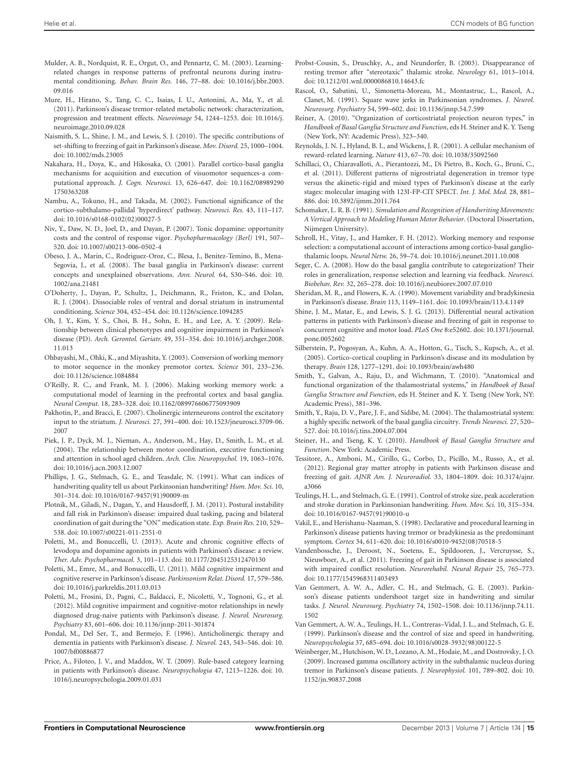Mulder, A. B., Nordquist, R. E., Orgut, O., and Pennartz, C. M. (2003). Learning-related changes in response patterns of prefrontal neurons during instrumental conditioning. *Behav. Brain Res.* 146, 77–88. doi: 10.1016/j.bbr.2003.09.016

Mure, H., Hirano, S., Tang, C. C., Isaias, I. U., Antonini, A., Ma, Y., et al. (2011). Parkinson's disease tremor-related metabolic network: characterization, progression and treatment effects. *Neuroimage* 54, 1244–1253. doi: 10.1016/j.neuroimage.2010.09.028

Naismith, S. L., Shine, J. M., and Lewis, S. J. (2010). The specific contributions of set-shifting to freezing of gait in Parkinson's disease. *Mov. Disord.* 25, 1000–1004. doi: 10.1002/mds.23005

Nakahara, H., Doya, K., and Hikosaka, O. (2001). Parallel cortico-basal ganglia mechanisms for acquisition and execution of visuomotor sequences-a computational approach. *J. Cogn. Neurosci.* 13, 626–647. doi: 10.1162/089892901750363208

Nambu, A., Tokuno, H., and Takada, M. (2002). Functional significance of the cortico-subthalamo-pallidal 'hyperdirect' pathway. *Neurosci. Res.* 43, 111–117. doi: 10.1016/s0168-0102(02)00027-5

Niv, Y., Daw, N. D., Joel, D., and Dayan, P. (2007). Tonic dopamine: opportunity costs and the control of response vigor. *Psychopharmacology (Berl)* 191, 507–520. doi: 10.1007/s00213-006-0502-4

Obeso, J. A., Marin, C., Rodriguez-Oroz, C., Blesa, J., Benitez-Temino, B., Mena-Segovia, J., et al. (2008). The basal ganglia in Parkinson's disease: current concepts and unexplained observations. *Ann. Neurol.* 64, S30–S46. doi: 10.1002/ana.21481

O'Doherty, J., Dayan, P., Schultz, J., Deichmann, R., Friston, K., and Dolan, R. J. (2004). Dissociable roles of ventral and dorsal striatum in instrumental conditioning. *Science* 304, 452–454. doi: 10.1126/science.1094285

Oh, J. Y., Kim, Y. S., Choi, B. H., Sohn, E. H., and Lee, A. Y. (2009). Relationship between clinical phenotypes and cognitive impairment in Parkinson's disease (PD). *Arch. Gerontol. Geriatr.* 49, 351–354. doi: 10.1016/j.archger.2008.11.013

Ohbayashi, M., Ohki, K., and Miyashita, Y. (2003). Conversion of working memory to motor sequence in the monkey premotor cortex. *Science* 301, 233–236. doi: 10.1126/science.1084884

O'Reilly, R. C., and Frank, M. J. (2006). Making working memory work: a computational model of learning in the prefrontal cortex and basal ganglia. *Neural Comput.* 18, 283–328. doi: 10.1162/089976606775093909

Pakhotin, P., and Bracci, E. (2007). Cholinergic interneurons control the excitatory input to the striatum. *J. Neurosci.* 27, 391–400. doi: 10.1523/jneurosci.3709-06.2007

Piek, J. P., Dyck, M. J., Nieman, A., Anderson, M., Hay, D., Smith, L. M., et al. (2004). The relationship between motor coordination, executive functioning and attention in school aged children. *Arch. Clin. Neuropsychol.* 19, 1063–1076. doi: 10.1016/j.acn.2003.12.007

Phillips, J. G., Stelmach, G. E., and Teasdale, N. (1991). What can indices of handwriting quality tell us about Parkinsonian handwriting? *Hum. Mov. Sci.* 10, 301–314. doi: 10.1016/0167-9457(91)90009-m

Plotnik, M., Giladi, N., Dagan, Y., and Hausdorff, J. M. (2011). Postural instability and fall risk in Parkinson's disease: impaired dual tasking, pacing and bilateral coordination of gait during the "ON" medication state. *Exp. Brain Res.* 210, 529–538. doi: 10.1007/s00221-011-2551-0

Poletti, M., and Bonuccelli, U. (2013). Acute and chronic cognitive effects of levodopa and dopamine agonists in patients with Parkinson's disease: a review. *Ther. Adv. Psychopharmacol.* 3, 101–113. doi: 10.1177/2045125312470130

Poletti, M., Emre, M., and Bonuccelli, U. (2011). Mild cognitive impairment and cognitive reserve in Parkinson's disease. *Parkinsonism Relat. Disord.* 17, 579–586. doi: 10.1016/j.parkreldis.2011.03.013

Poletti, M., Frosini, D., Pagni, C., Baldacci, F., Nicoletti, V., Tognoni, G., et al. (2012). Mild cognitive impairment and cognitive-motor relationships in newly diagnosed drug-naive patients with Parkinson's disease. *J. Neurol. Neurosurg. Psychiatry* 83, 601–606. doi: 10.1136/jnnp-2011-301874

Pondal, M., Del Ser, T., and Bermejo, F. (1996). Anticholinergic therapy and dementia in patients with Parkinson's disease. *J. Neurol.* 243, 543–546. doi: 10.1007/bf00886877

Price, A., Filoteo, J. V., and Maddox, W. T. (2009). Rule-based category learning in patients with Parkinson's disease. *Neuropsychologia* 47, 1213–1226. doi: 10.1016/j.neuropsychologia.2009.01.031

Probst-Cousin, S., Druschky, A., and Neundorfer, B. (2003). Disappearance of resting tremor after "stereotaxic" thalamic stroke. *Neurology* 61, 1013–1014. doi: 10.1212/01.wnl.0000086810.14643.fc

Rascol, O., Sabatini, U., Simonetta-Moreau, M., Montastruc, L., Rascol, A., Clanet, M. (1991). Square wave jerks in Parkinsonian syndromes. *J. Neurol. Neurosurg. Psychiatry* 54, 599–602. doi: 10.1136/jnnp.54.7.599

Reiner, A. (2010). "Organization of corticostriatal projection neuron types," in *Handbook of Basal Ganglia Structure and Function*, eds H. Steiner and K. Y. Tseng (New York, NY: Academic Press), 323–340.

Reynolds, J. N. J., Hyland, B. I., and Wickens, J. R. (2001). A cellular mechanism of reward-related learning. *Nature* 413, 67–70. doi: 10.1038/35092560

Schillaci, O., Chiaravalloti, A., Pierantozzi, M., Di Pietro, B., Koch, G., Bruni, C., et al. (2011). Different patterns of nigrostriatal degeneration in tremor type versus the akinetic-rigid and mixed types of Parkinson's disease at the early stages: molecular imaging with 123I-FP-CIT SPECT. *Int. J. Mol. Med.* 28, 881–886. doi: 10.3892/ijmm.2011.764

Schomaker, L. R. B. (1991). *Simulation and Recognition of Handwriting Movements: A Vertical Approach to Modeling Human Motor Behavior*. (Doctoral Dissertation, Nijmegen University).

Schroll, H., Vitay, J., and Hamker, F. H. (2012). Working memory and response selection: a computational account of interactions among cortico-basal ganglio-thalamic loops. *Neural Netw.* 26, 59–74. doi: 10.1016/j.neunet.2011.10.008

Seger, C. A. (2008). How do the basal ganglia contribute to categorization? Their roles in generalization, response selection and learning via feedback. *Neurosci. Biobehav. Rev.* 32, 265–278. doi: 10.1016/j.neubiorev.2007.07.010

Sheridan, M. R., and Flowers, K. A. (1990). Movement variability and bradykinesia in Parkinson's disease. *Brain* 113, 1149–1161. doi: 10.1093/brain/113.4.1149

Shine, J. M., Matar, E., and Lewis, S. J. G. (2013). Differential neural activation patterns in patients with Parkinson's disease and freezing of gait in response to concurrent cognitive and motor load. *PLoS One* 8:e52602. doi: 10.1371/journal.pone.0052602

Silberstein, P., Pogosyan, A., Kuhn, A. A., Hotton, G., Tisch, S., Kupsch, A., et al. (2005). Cortico-cortical coupling in Parkinson's disease and its modulation by therapy. *Brain* 128, 1277–1291. doi: 10.1093/brain/awh480

Smith, Y., Galvan, A., Raju, D., and Wichmann, T. (2010). "Anatomical and functional organization of the thalamostriatal systems," in *Handbook of Basal Ganglia Structure and Function*, eds H. Steiner and K. Y. Tseng (New York, NY: Academic Press), 381–396.

Smith, Y., Raju, D. V., Pare, J. F., and Sidibe, M. (2004). The thalamostriatal system: a highly specific network of the basal ganglia circuitry. *Trends Neurosci.* 27, 520–527. doi: 10.1016/j.tins.2004.07.004

Steiner, H., and Tseng, K. Y. (2010). *Handbook of Basal Ganglia Structure and Function*. New York: Academic Press.

Tessitore, A., Amboni, M., Cirillo, G., Corbo, D., Picillo, M., Russo, A., et al. (2012). Regional gray matter atrophy in patients with Parkinson disease and freezing of gait. *AJNR Am. J. Neuroradiol.* 33, 1804–1809. doi: 10.3174/ajnr.a3066

Teulings, H. L., and Stelmach, G. E. (1991). Control of stroke size, peak acceleration and stroke duration in Parkinsonian handwriting. *Hum. Mov. Sci.* 10, 315–334. doi: 10.1016/0167-9457(91)90010-u

Vakil, E., and Herishanu-Naaman, S. (1998). Declarative and procedural learning in Parkinson's disease patients having tremor or bradykinesia as the predominant symptom. *Cortex* 34, 611–620. doi: 10.1016/s0010-9452(08)70518-5

Vandenbossche, J., Deroost, N., Soetens, E., Spildooren, J., Vercruysse, S., Nieuwboer, A., et al. (2011). Freezing of gait in Parkinson disease is associated with impaired conflict resolution. *Neurorehabil. Neural Repair* 25, 765–773. doi: 10.1177/1545968311403493

Van Gemmert, A. W. A., Adler, C. H., and Stelmach, G. E. (2003). Parkinson's disease patients undershoot target size in handwriting and similar tasks. *J. Neurol. Neurosurg. Psychiatry* 74, 1502–1508. doi: 10.1136/jnnp.74.11.1502

Van Gemmert, A. W. A., Teulings, H. L., Contreras–Vidal, J. L., and Stelmach, G. E. (1999). Parkinson's disease and the control of size and speed in handwriting. *Neuropsychologia* 37, 685–694. doi: 10.1016/s0028-3932(98)00122-5

Weinberger, M., Hutchison, W. D., Lozano, A. M., Hodaie, M., and Dostrovsky, J. O. (2009). Increased gamma oscillatory activity in the subthalamic nucleus during tremor in Parkinson's disease patients. *J. Neurophysiol.* 101, 789–802. doi: 10.1152/jn.90837.2008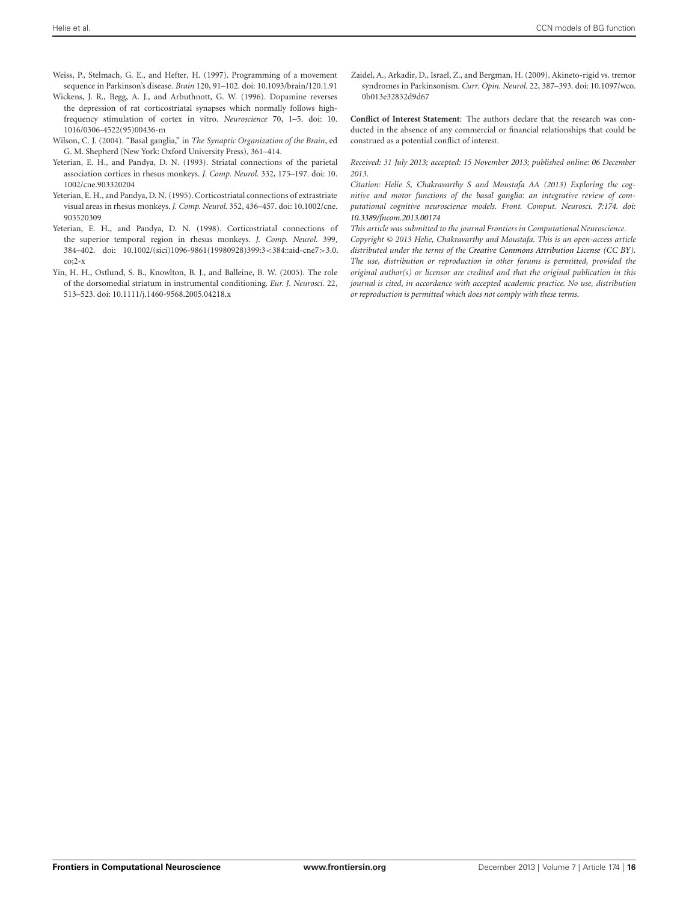Weiss, P., Stelmach, G. E., and Hefter, H. (1997). Programming of a movement sequence in Parkinson's disease. *Brain* 120, 91–102. doi: 10.1093/brain/120.1.91

Wickens, J. R., Begg, A. J., and Arbuthnott, G. W. (1996). Dopamine reverses the depression of rat corticostriatal synapses which normally follows high-frequency stimulation of cortex in vitro. *Neuroscience* 70, 1–5. doi: 10.1016/0306-4522(95)00436-m

Wilson, C. J. (2004). "Basal ganglia," in *The Synaptic Organization of the Brain*, ed G. M. Shepherd (New York: Oxford University Press), 361–414.

Yeterian, E. H., and Pandya, D. N. (1993). Striatal connections of the parietal association cortices in rhesus monkeys. *J. Comp. Neurol.* 332, 175–197. doi: 10.1002/cne.903320204

Yeterian, E. H., and Pandya, D. N. (1995). Corticostriatal connections of extrastriate visual areas in rhesus monkeys. *J. Comp. Neurol.* 352, 436–457. doi: 10.1002/cne.903520309

Yeterian, E. H., and Pandya, D. N. (1998). Corticostriatal connections of the superior temporal region in rhesus monkeys. *J. Comp. Neurol.* 399, 384–402. doi: 10.1002/(sici)1096-9861(19980928)399:3<384::aid-cne7>3.0.co;2-x

Yin, H. H., Ostlund, S. B., Knowlton, B. J., and Balleine, B. W. (2005). The role of the dorsomedial striatum in instrumental conditioning. *Eur. J. Neurosci.* 22, 513–523. doi: 10.1111/j.1460-9568.2005.04218.x

Zaidel, A., Arkadir, D., Israel, Z., and Bergman, H. (2009). Akineto-rigid vs. tremor syndromes in Parkinsonism. *Curr. Opin. Neurol.* 22, 387–393. doi: 10.1097/wco.0b013e32832d9d67

**Conflict of Interest Statement**: The authors declare that the research was conducted in the absence of any commercial or financial relationships that could be construed as a potential conflict of interest.

*Received: 31 July 2013; accepted: 15 November 2013; published online: 06 December 2013.*

*Citation: Helie S, Chakravarthy S and Moustafa AA (2013) Exploring the cognitive and motor functions of the basal ganglia: an integrative review of computational cognitive neuroscience models. Front. Comput. Neurosci. 7:174. doi: 10.3389/fncom.2013.00174*

*This article was submitted to the journal Frontiers in Computational Neuroscience.*

*Copyright © 2013 Helie, Chakravarthy and Moustafa. This is an open-access article distributed under the terms of the Creative Commons Attribution License (CC BY). The use, distribution or reproduction in other forums is permitted, provided the original author(s) or licensor are credited and that the original publication in this journal is cited, in accordance with accepted academic practice. No use, distribution or reproduction is permitted which does not comply with these terms.*